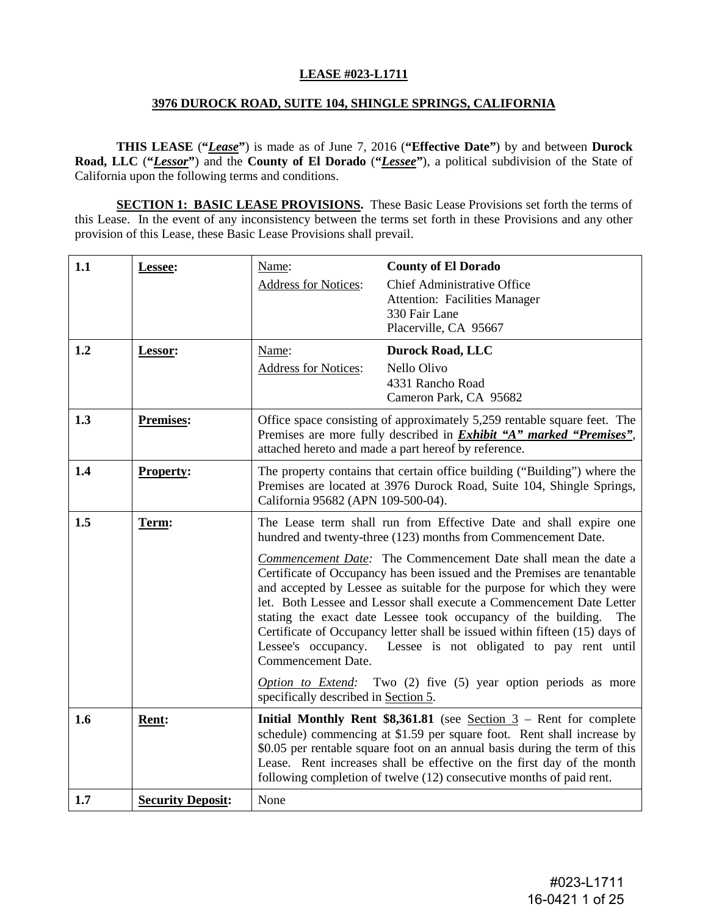**LEASE #023-L1711**

**3976 DUROCK ROAD, SUITE 104, SHINGLE SPRINGS, CALIFORNIA**

**THIS LEASE** (**"*Lease*"**) is made as of June 7, 2016 (**"Effective Date"**) by and between **Durock Road, LLC** (**"*Lessor*"**) and the **County of El Dorado** (**"*Lessee*"**), a political subdivision of the State of California upon the following terms and conditions.

**SECTION 1: BASIC LEASE PROVISIONS.** These Basic Lease Provisions set forth the terms of this Lease. In the event of any inconsistency between the terms set forth in these Provisions and any other provision of this Lease, these Basic Lease Provisions shall prevail.

| | | |
|---|---|---|
| **1.1** | **Lessee:** | Name: **County of El Dorado**<br>Address for Notices: Chief Administrative Office, Attention: Facilities Manager, 330 Fair Lane, Placerville, CA 95667 |
| **1.2** | **Lessor:** | Name: **Durock Road, LLC**<br>Address for Notices: Nello Olivo, 4331 Rancho Road, Cameron Park, CA 95682 |
| **1.3** | **Premises:** | Office space consisting of approximately 5,259 rentable square feet. The Premises are more fully described in ***Exhibit "A" marked "Premises"***, attached hereto and made a part hereof by reference. |
| **1.4** | **Property:** | The property contains that certain office building ("Building") where the Premises are located at 3976 Durock Road, Suite 104, Shingle Springs, California 95682 (APN 109-500-04). |
| **1.5** | **Term:** | The Lease term shall run from Effective Date and shall expire one hundred and twenty-three (123) months from Commencement Date.<br><br>*Commencement Date:* The Commencement Date shall mean the date a Certificate of Occupancy has been issued and the Premises are tenantable and accepted by Lessee as suitable for the purpose for which they were let. Both Lessee and Lessor shall execute a Commencement Date Letter stating the exact date Lessee took occupancy of the building. The Certificate of Occupancy letter shall be issued within fifteen (15) days of Lessee's occupancy. Lessee is not obligated to pay rent until Commencement Date.<br><br>*Option to Extend:* Two (2) five (5) year option periods as more specifically described in Section 5. |
| **1.6** | **Rent:** | **Initial Monthly Rent $8,361.81** (see Section 3 – Rent for complete schedule) commencing at $1.59 per square foot. Rent shall increase by $0.05 per rentable square foot on an annual basis during the term of this Lease. Rent increases shall be effective on the first day of the month following completion of twelve (12) consecutive months of paid rent. |
| **1.7** | **Security Deposit:** | None |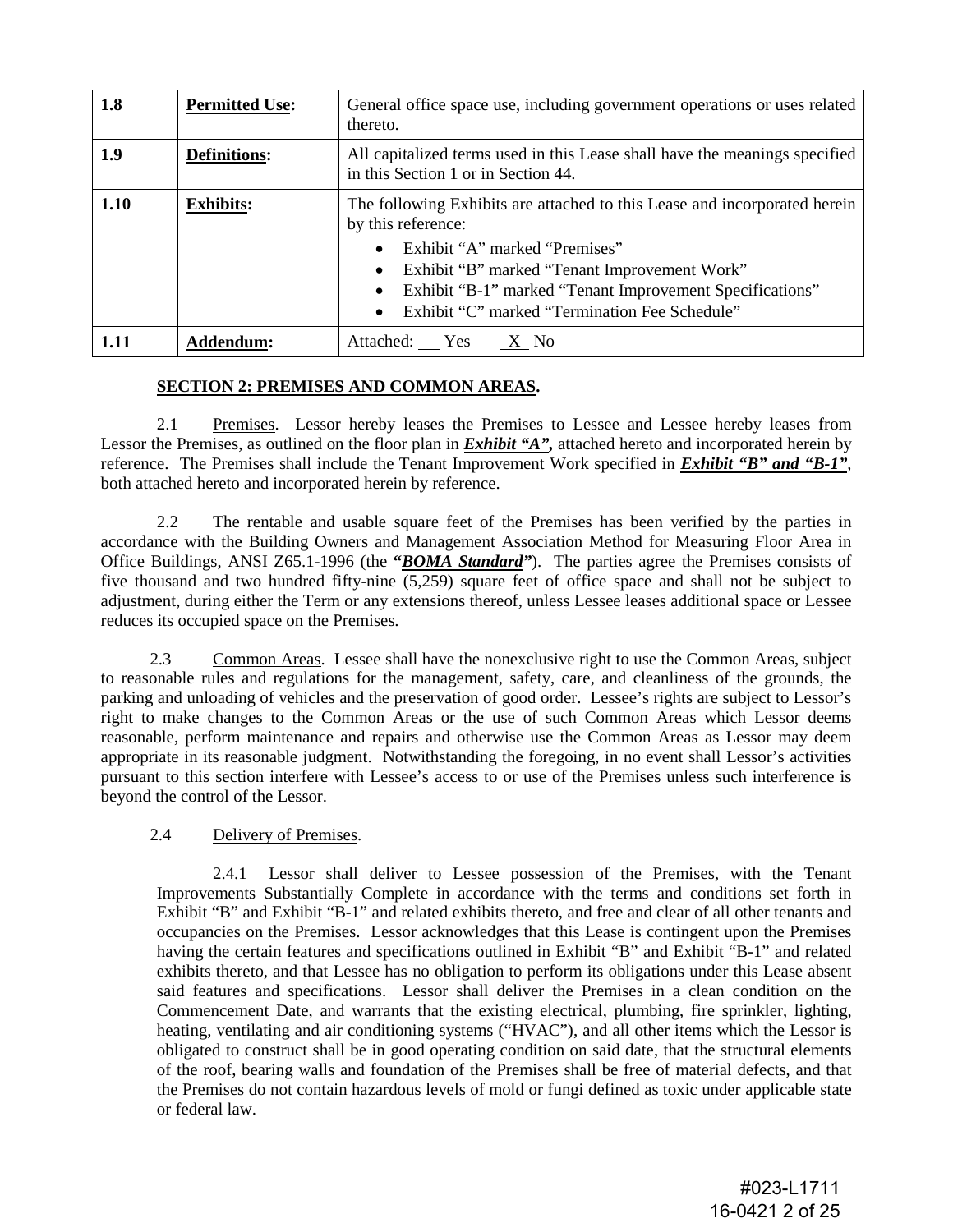| 1.8 | **Permitted Use:** | General office space use, including government operations or uses related thereto. |
|---|---|---|
| 1.9 | **Definitions:** | All capitalized terms used in this Lease shall have the meanings specified in this Section 1 or in Section 44. |
| 1.10 | **Exhibits:** | The following Exhibits are attached to this Lease and incorporated herein by this reference:<br>• Exhibit "A" marked "Premises"<br>• Exhibit "B" marked "Tenant Improvement Work"<br>• Exhibit "B-1" marked "Tenant Improvement Specifications"<br>• Exhibit "C" marked "Termination Fee Schedule" |
| 1.11 | **Addendum:** | Attached: ___ Yes _X_ No |

**SECTION 2: PREMISES AND COMMON AREAS.**

2.1 Premises. Lessor hereby leases the Premises to Lessee and Lessee hereby leases from Lessor the Premises, as outlined on the floor plan in ***Exhibit "A",*** attached hereto and incorporated herein by reference. The Premises shall include the Tenant Improvement Work specified in ***Exhibit "B" and "B-1"***, both attached hereto and incorporated herein by reference.

2.2 The rentable and usable square feet of the Premises has been verified by the parties in accordance with the Building Owners and Management Association Method for Measuring Floor Area in Office Buildings, ANSI Z65.1-1996 (the **"*BOMA Standard*"**). The parties agree the Premises consists of five thousand and two hundred fifty-nine (5,259) square feet of office space and shall not be subject to adjustment, during either the Term or any extensions thereof, unless Lessee leases additional space or Lessee reduces its occupied space on the Premises.

2.3 Common Areas. Lessee shall have the nonexclusive right to use the Common Areas, subject to reasonable rules and regulations for the management, safety, care, and cleanliness of the grounds, the parking and unloading of vehicles and the preservation of good order. Lessee's rights are subject to Lessor's right to make changes to the Common Areas or the use of such Common Areas which Lessor deems reasonable, perform maintenance and repairs and otherwise use the Common Areas as Lessor may deem appropriate in its reasonable judgment. Notwithstanding the foregoing, in no event shall Lessor's activities pursuant to this section interfere with Lessee's access to or use of the Premises unless such interference is beyond the control of the Lessor.

2.4 Delivery of Premises.

2.4.1 Lessor shall deliver to Lessee possession of the Premises, with the Tenant Improvements Substantially Complete in accordance with the terms and conditions set forth in Exhibit "B" and Exhibit "B-1" and related exhibits thereto, and free and clear of all other tenants and occupancies on the Premises. Lessor acknowledges that this Lease is contingent upon the Premises having the certain features and specifications outlined in Exhibit "B" and Exhibit "B-1" and related exhibits thereto, and that Lessee has no obligation to perform its obligations under this Lease absent said features and specifications. Lessor shall deliver the Premises in a clean condition on the Commencement Date, and warrants that the existing electrical, plumbing, fire sprinkler, lighting, heating, ventilating and air conditioning systems ("HVAC"), and all other items which the Lessor is obligated to construct shall be in good operating condition on said date, that the structural elements of the roof, bearing walls and foundation of the Premises shall be free of material defects, and that the Premises do not contain hazardous levels of mold or fungi defined as toxic under applicable state or federal law.

#023-L1711
16-0421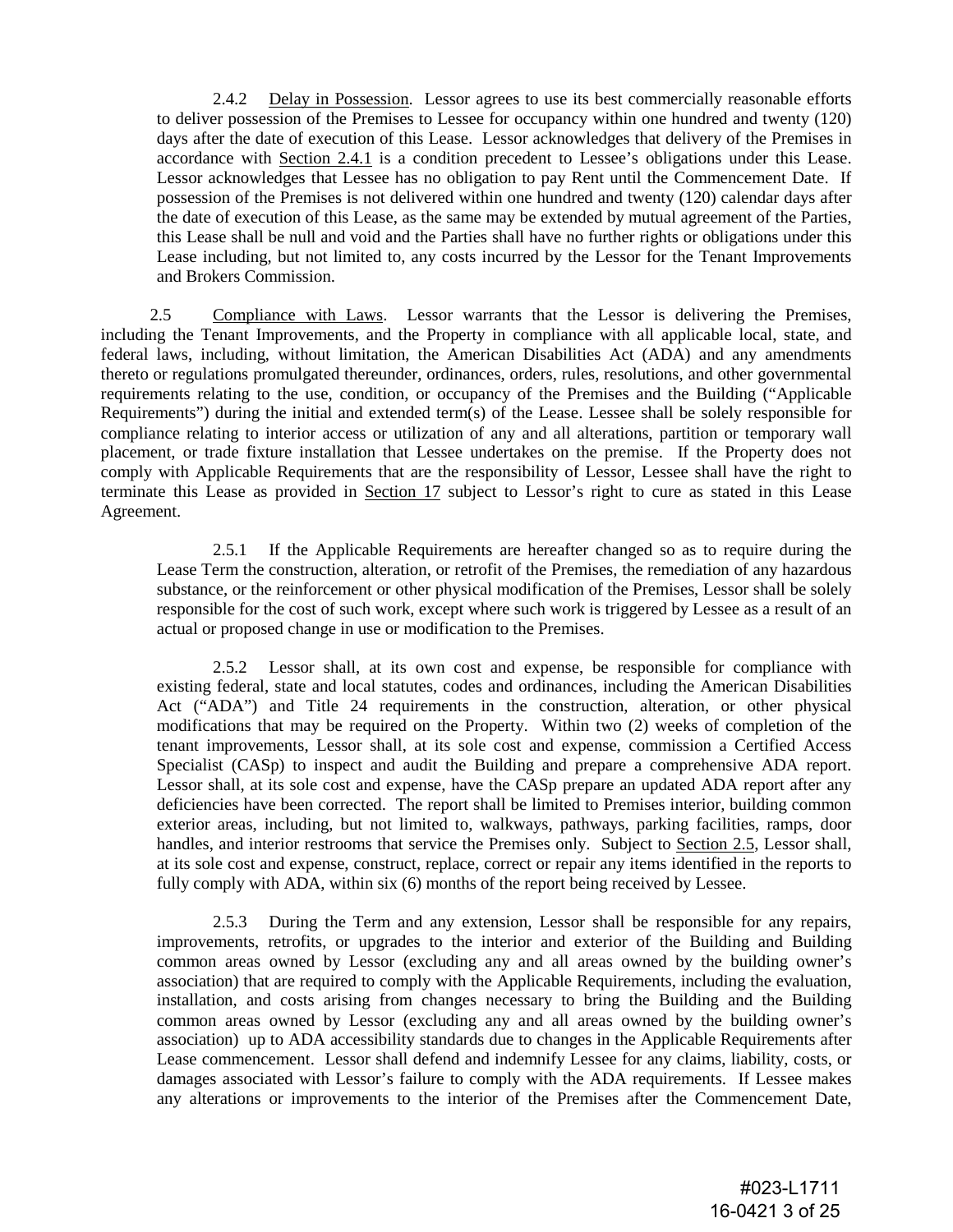2.4.2 Delay in Possession. Lessor agrees to use its best commercially reasonable efforts to deliver possession of the Premises to Lessee for occupancy within one hundred and twenty (120) days after the date of execution of this Lease. Lessor acknowledges that delivery of the Premises in accordance with Section 2.4.1 is a condition precedent to Lessee's obligations under this Lease. Lessor acknowledges that Lessee has no obligation to pay Rent until the Commencement Date. If possession of the Premises is not delivered within one hundred and twenty (120) calendar days after the date of execution of this Lease, as the same may be extended by mutual agreement of the Parties, this Lease shall be null and void and the Parties shall have no further rights or obligations under this Lease including, but not limited to, any costs incurred by the Lessor for the Tenant Improvements and Brokers Commission.

2.5 Compliance with Laws. Lessor warrants that the Lessor is delivering the Premises, including the Tenant Improvements, and the Property in compliance with all applicable local, state, and federal laws, including, without limitation, the American Disabilities Act (ADA) and any amendments thereto or regulations promulgated thereunder, ordinances, orders, rules, resolutions, and other governmental requirements relating to the use, condition, or occupancy of the Premises and the Building ("Applicable Requirements") during the initial and extended term(s) of the Lease. Lessee shall be solely responsible for compliance relating to interior access or utilization of any and all alterations, partition or temporary wall placement, or trade fixture installation that Lessee undertakes on the premise. If the Property does not comply with Applicable Requirements that are the responsibility of Lessor, Lessee shall have the right to terminate this Lease as provided in Section 17 subject to Lessor's right to cure as stated in this Lease Agreement.

2.5.1 If the Applicable Requirements are hereafter changed so as to require during the Lease Term the construction, alteration, or retrofit of the Premises, the remediation of any hazardous substance, or the reinforcement or other physical modification of the Premises, Lessor shall be solely responsible for the cost of such work, except where such work is triggered by Lessee as a result of an actual or proposed change in use or modification to the Premises.

2.5.2 Lessor shall, at its own cost and expense, be responsible for compliance with existing federal, state and local statutes, codes and ordinances, including the American Disabilities Act ("ADA") and Title 24 requirements in the construction, alteration, or other physical modifications that may be required on the Property. Within two (2) weeks of completion of the tenant improvements, Lessor shall, at its sole cost and expense, commission a Certified Access Specialist (CASp) to inspect and audit the Building and prepare a comprehensive ADA report. Lessor shall, at its sole cost and expense, have the CASp prepare an updated ADA report after any deficiencies have been corrected. The report shall be limited to Premises interior, building common exterior areas, including, but not limited to, walkways, pathways, parking facilities, ramps, door handles, and interior restrooms that service the Premises only. Subject to Section 2.5, Lessor shall, at its sole cost and expense, construct, replace, correct or repair any items identified in the reports to fully comply with ADA, within six (6) months of the report being received by Lessee.

2.5.3 During the Term and any extension, Lessor shall be responsible for any repairs, improvements, retrofits, or upgrades to the interior and exterior of the Building and Building common areas owned by Lessor (excluding any and all areas owned by the building owner's association) that are required to comply with the Applicable Requirements, including the evaluation, installation, and costs arising from changes necessary to bring the Building and the Building common areas owned by Lessor (excluding any and all areas owned by the building owner's association) up to ADA accessibility standards due to changes in the Applicable Requirements after Lease commencement. Lessor shall defend and indemnify Lessee for any claims, liability, costs, or damages associated with Lessor's failure to comply with the ADA requirements. If Lessee makes any alterations or improvements to the interior of the Premises after the Commencement Date,

#023-L1711
16-0421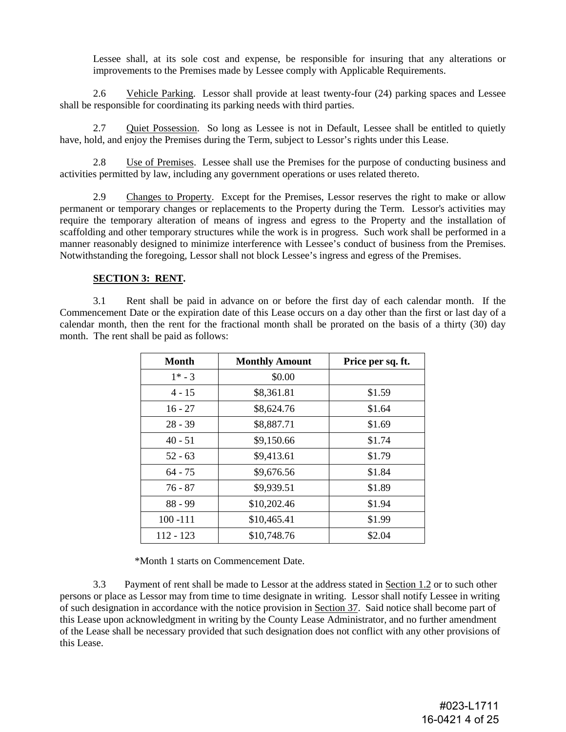Lessee shall, at its sole cost and expense, be responsible for insuring that any alterations or improvements to the Premises made by Lessee comply with Applicable Requirements.

2.6 Vehicle Parking. Lessor shall provide at least twenty-four (24) parking spaces and Lessee shall be responsible for coordinating its parking needs with third parties.

2.7 Quiet Possession. So long as Lessee is not in Default, Lessee shall be entitled to quietly have, hold, and enjoy the Premises during the Term, subject to Lessor's rights under this Lease.

2.8 Use of Premises. Lessee shall use the Premises for the purpose of conducting business and activities permitted by law, including any government operations or uses related thereto.

2.9 Changes to Property. Except for the Premises, Lessor reserves the right to make or allow permanent or temporary changes or replacements to the Property during the Term. Lessor's activities may require the temporary alteration of means of ingress and egress to the Property and the installation of scaffolding and other temporary structures while the work is in progress. Such work shall be performed in a manner reasonably designed to minimize interference with Lessee's conduct of business from the Premises. Notwithstanding the foregoing, Lessor shall not block Lessee's ingress and egress of the Premises.

**SECTION 3: RENT.**

3.1 Rent shall be paid in advance on or before the first day of each calendar month. If the Commencement Date or the expiration date of this Lease occurs on a day other than the first or last day of a calendar month, then the rent for the fractional month shall be prorated on the basis of a thirty (30) day month. The rent shall be paid as follows:

| Month | Monthly Amount | Price per sq. ft. |
|---|---|---|
| 1* - 3 | $0.00 | |
| 4 - 15 | $8,361.81 | $1.59 |
| 16 - 27 | $8,624.76 | $1.64 |
| 28 - 39 | $8,887.71 | $1.69 |
| 40 - 51 | $9,150.66 | $1.74 |
| 52 - 63 | $9,413.61 | $1.79 |
| 64 - 75 | $9,676.56 | $1.84 |
| 76 - 87 | $9,939.51 | $1.89 |
| 88 - 99 | $10,202.46 | $1.94 |
| 100 -111 | $10,465.41 | $1.99 |
| 112 - 123 | $10,748.76 | $2.04 |

*Month 1 starts on Commencement Date.

3.3 Payment of rent shall be made to Lessor at the address stated in Section 1.2 or to such other persons or place as Lessor may from time to time designate in writing. Lessor shall notify Lessee in writing of such designation in accordance with the notice provision in Section 37. Said notice shall become part of this Lease upon acknowledgment in writing by the County Lease Administrator, and no further amendment of the Lease shall be necessary provided that such designation does not conflict with any other provisions of this Lease.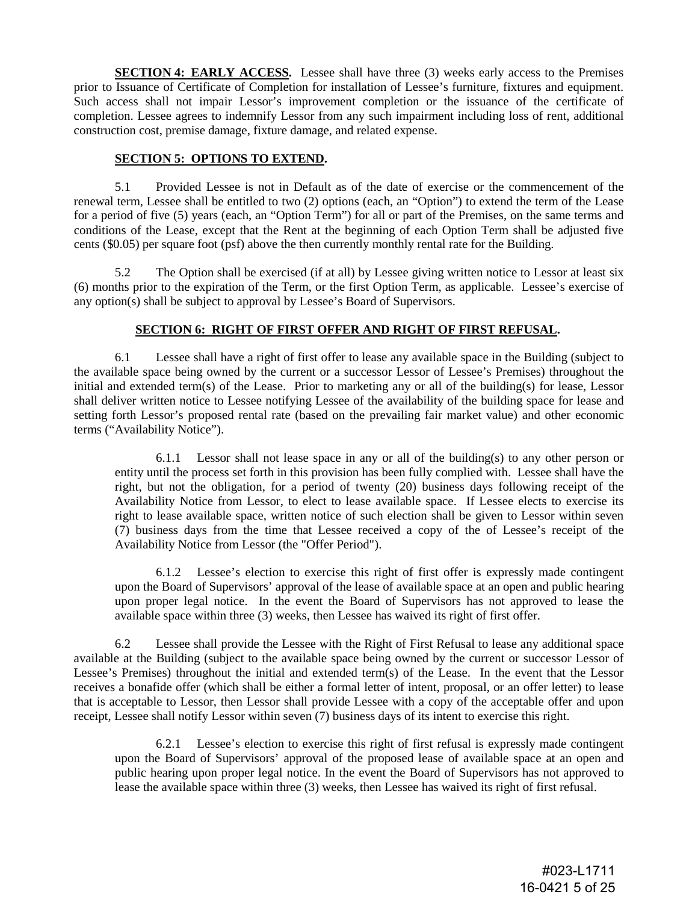**SECTION 4: EARLY ACCESS.** Lessee shall have three (3) weeks early access to the Premises prior to Issuance of Certificate of Completion for installation of Lessee's furniture, fixtures and equipment. Such access shall not impair Lessor's improvement completion or the issuance of the certificate of completion. Lessee agrees to indemnify Lessor from any such impairment including loss of rent, additional construction cost, premise damage, fixture damage, and related expense.

**SECTION 5: OPTIONS TO EXTEND.**

5.1 Provided Lessee is not in Default as of the date of exercise or the commencement of the renewal term, Lessee shall be entitled to two (2) options (each, an "Option") to extend the term of the Lease for a period of five (5) years (each, an "Option Term") for all or part of the Premises, on the same terms and conditions of the Lease, except that the Rent at the beginning of each Option Term shall be adjusted five cents ($0.05) per square foot (psf) above the then currently monthly rental rate for the Building.

5.2 The Option shall be exercised (if at all) by Lessee giving written notice to Lessor at least six (6) months prior to the expiration of the Term, or the first Option Term, as applicable. Lessee's exercise of any option(s) shall be subject to approval by Lessee's Board of Supervisors.

**SECTION 6: RIGHT OF FIRST OFFER AND RIGHT OF FIRST REFUSAL.**

6.1 Lessee shall have a right of first offer to lease any available space in the Building (subject to the available space being owned by the current or a successor Lessor of Lessee's Premises) throughout the initial and extended term(s) of the Lease. Prior to marketing any or all of the building(s) for lease, Lessor shall deliver written notice to Lessee notifying Lessee of the availability of the building space for lease and setting forth Lessor's proposed rental rate (based on the prevailing fair market value) and other economic terms ("Availability Notice").

6.1.1 Lessor shall not lease space in any or all of the building(s) to any other person or entity until the process set forth in this provision has been fully complied with. Lessee shall have the right, but not the obligation, for a period of twenty (20) business days following receipt of the Availability Notice from Lessor, to elect to lease available space. If Lessee elects to exercise its right to lease available space, written notice of such election shall be given to Lessor within seven (7) business days from the time that Lessee received a copy of the of Lessee's receipt of the Availability Notice from Lessor (the "Offer Period").

6.1.2 Lessee's election to exercise this right of first offer is expressly made contingent upon the Board of Supervisors' approval of the lease of available space at an open and public hearing upon proper legal notice. In the event the Board of Supervisors has not approved to lease the available space within three (3) weeks, then Lessee has waived its right of first offer.

6.2 Lessee shall provide the Lessee with the Right of First Refusal to lease any additional space available at the Building (subject to the available space being owned by the current or successor Lessor of Lessee's Premises) throughout the initial and extended term(s) of the Lease. In the event that the Lessor receives a bonafide offer (which shall be either a formal letter of intent, proposal, or an offer letter) to lease that is acceptable to Lessor, then Lessor shall provide Lessee with a copy of the acceptable offer and upon receipt, Lessee shall notify Lessor within seven (7) business days of its intent to exercise this right.

6.2.1 Lessee's election to exercise this right of first refusal is expressly made contingent upon the Board of Supervisors' approval of the proposed lease of available space at an open and public hearing upon proper legal notice. In the event the Board of Supervisors has not approved to lease the available space within three (3) weeks, then Lessee has waived its right of first refusal.

#023-L1711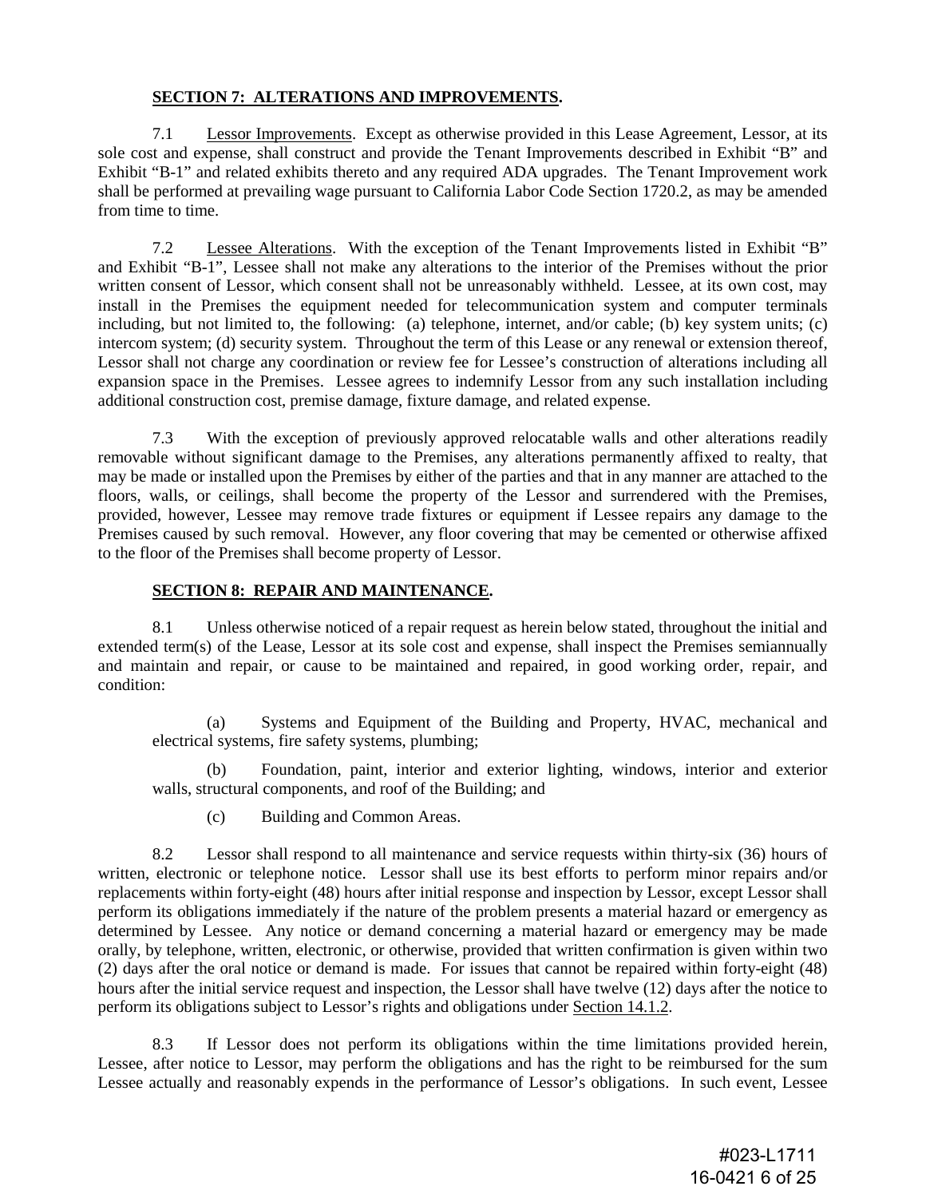**SECTION 7: ALTERATIONS AND IMPROVEMENTS.**

7.1 Lessor Improvements. Except as otherwise provided in this Lease Agreement, Lessor, at its sole cost and expense, shall construct and provide the Tenant Improvements described in Exhibit "B" and Exhibit "B-1" and related exhibits thereto and any required ADA upgrades. The Tenant Improvement work shall be performed at prevailing wage pursuant to California Labor Code Section 1720.2, as may be amended from time to time.

7.2 Lessee Alterations. With the exception of the Tenant Improvements listed in Exhibit "B" and Exhibit "B-1", Lessee shall not make any alterations to the interior of the Premises without the prior written consent of Lessor, which consent shall not be unreasonably withheld. Lessee, at its own cost, may install in the Premises the equipment needed for telecommunication system and computer terminals including, but not limited to, the following: (a) telephone, internet, and/or cable; (b) key system units; (c) intercom system; (d) security system. Throughout the term of this Lease or any renewal or extension thereof, Lessor shall not charge any coordination or review fee for Lessee's construction of alterations including all expansion space in the Premises. Lessee agrees to indemnify Lessor from any such installation including additional construction cost, premise damage, fixture damage, and related expense.

7.3 With the exception of previously approved relocatable walls and other alterations readily removable without significant damage to the Premises, any alterations permanently affixed to realty, that may be made or installed upon the Premises by either of the parties and that in any manner are attached to the floors, walls, or ceilings, shall become the property of the Lessor and surrendered with the Premises, provided, however, Lessee may remove trade fixtures or equipment if Lessee repairs any damage to the Premises caused by such removal. However, any floor covering that may be cemented or otherwise affixed to the floor of the Premises shall become property of Lessor.

**SECTION 8: REPAIR AND MAINTENANCE.**

8.1 Unless otherwise noticed of a repair request as herein below stated, throughout the initial and extended term(s) of the Lease, Lessor at its sole cost and expense, shall inspect the Premises semiannually and maintain and repair, or cause to be maintained and repaired, in good working order, repair, and condition:

(a) Systems and Equipment of the Building and Property, HVAC, mechanical and electrical systems, fire safety systems, plumbing;

(b) Foundation, paint, interior and exterior lighting, windows, interior and exterior walls, structural components, and roof of the Building; and

(c) Building and Common Areas.

8.2 Lessor shall respond to all maintenance and service requests within thirty-six (36) hours of written, electronic or telephone notice. Lessor shall use its best efforts to perform minor repairs and/or replacements within forty-eight (48) hours after initial response and inspection by Lessor, except Lessor shall perform its obligations immediately if the nature of the problem presents a material hazard or emergency as determined by Lessee. Any notice or demand concerning a material hazard or emergency may be made orally, by telephone, written, electronic, or otherwise, provided that written confirmation is given within two (2) days after the oral notice or demand is made. For issues that cannot be repaired within forty-eight (48) hours after the initial service request and inspection, the Lessor shall have twelve (12) days after the notice to perform its obligations subject to Lessor's rights and obligations under Section 14.1.2.

8.3 If Lessor does not perform its obligations within the time limitations provided herein, Lessee, after notice to Lessor, may perform the obligations and has the right to be reimbursed for the sum Lessee actually and reasonably expends in the performance of Lessor's obligations. In such event, Lessee

#023-L1711
16-0421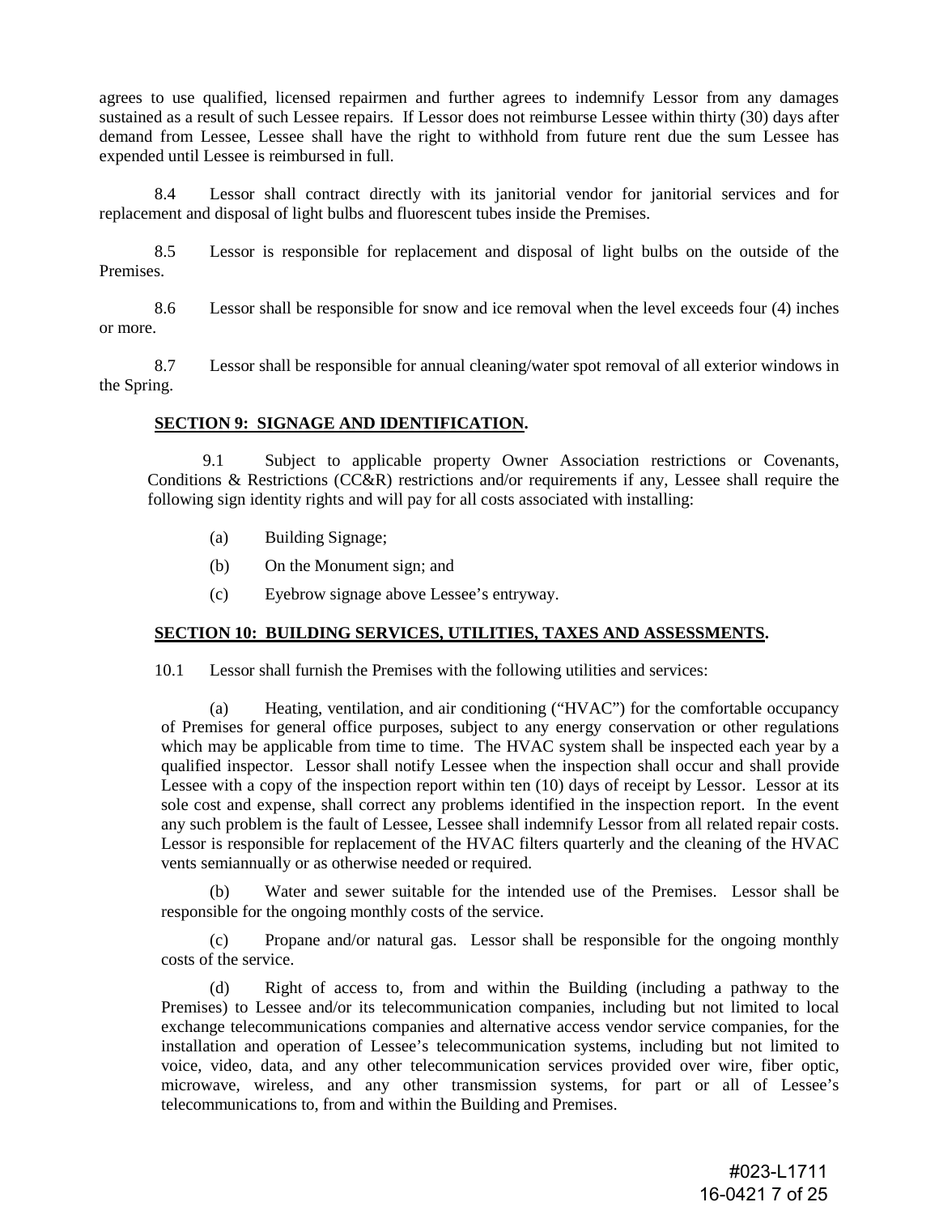agrees to use qualified, licensed repairmen and further agrees to indemnify Lessor from any damages sustained as a result of such Lessee repairs. If Lessor does not reimburse Lessee within thirty (30) days after demand from Lessee, Lessee shall have the right to withhold from future rent due the sum Lessee has expended until Lessee is reimbursed in full.

8.4 Lessor shall contract directly with its janitorial vendor for janitorial services and for replacement and disposal of light bulbs and fluorescent tubes inside the Premises.

8.5 Lessor is responsible for replacement and disposal of light bulbs on the outside of the Premises.

8.6 Lessor shall be responsible for snow and ice removal when the level exceeds four (4) inches or more.

8.7 Lessor shall be responsible for annual cleaning/water spot removal of all exterior windows in the Spring.

**SECTION 9: SIGNAGE AND IDENTIFICATION.**

9.1 Subject to applicable property Owner Association restrictions or Covenants, Conditions & Restrictions (CC&R) restrictions and/or requirements if any, Lessee shall require the following sign identity rights and will pay for all costs associated with installing:

(a) Building Signage;

(b) On the Monument sign; and

(c) Eyebrow signage above Lessee's entryway.

**SECTION 10: BUILDING SERVICES, UTILITIES, TAXES AND ASSESSMENTS.**

10.1 Lessor shall furnish the Premises with the following utilities and services:

(a) Heating, ventilation, and air conditioning ("HVAC") for the comfortable occupancy of Premises for general office purposes, subject to any energy conservation or other regulations which may be applicable from time to time. The HVAC system shall be inspected each year by a qualified inspector. Lessor shall notify Lessee when the inspection shall occur and shall provide Lessee with a copy of the inspection report within ten (10) days of receipt by Lessor. Lessor at its sole cost and expense, shall correct any problems identified in the inspection report. In the event any such problem is the fault of Lessee, Lessee shall indemnify Lessor from all related repair costs. Lessor is responsible for replacement of the HVAC filters quarterly and the cleaning of the HVAC vents semiannually or as otherwise needed or required.

(b) Water and sewer suitable for the intended use of the Premises. Lessor shall be responsible for the ongoing monthly costs of the service.

(c) Propane and/or natural gas. Lessor shall be responsible for the ongoing monthly costs of the service.

(d) Right of access to, from and within the Building (including a pathway to the Premises) to Lessee and/or its telecommunication companies, including but not limited to local exchange telecommunications companies and alternative access vendor service companies, for the installation and operation of Lessee's telecommunication systems, including but not limited to voice, video, data, and any other telecommunication services provided over wire, fiber optic, microwave, wireless, and any other transmission systems, for part or all of Lessee's telecommunications to, from and within the Building and Premises.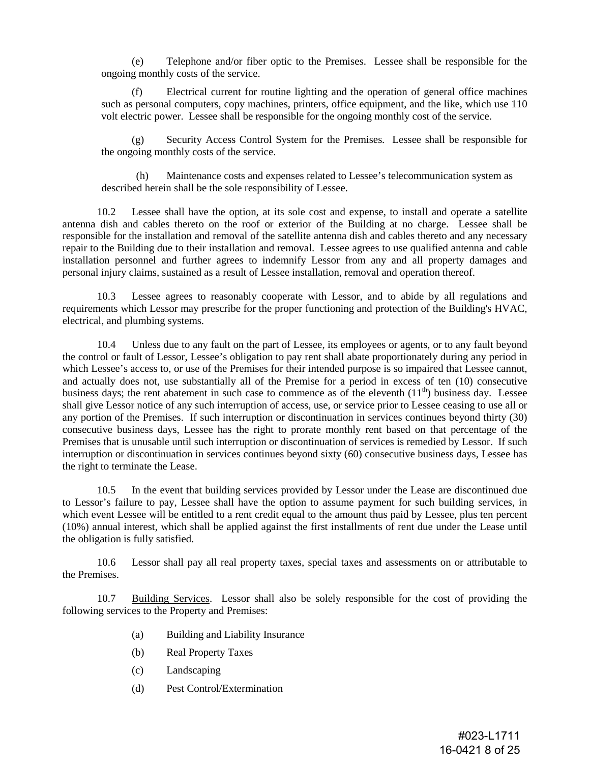(e) Telephone and/or fiber optic to the Premises. Lessee shall be responsible for the ongoing monthly costs of the service.

(f) Electrical current for routine lighting and the operation of general office machines such as personal computers, copy machines, printers, office equipment, and the like, which use 110 volt electric power. Lessee shall be responsible for the ongoing monthly cost of the service.

(g) Security Access Control System for the Premises. Lessee shall be responsible for the ongoing monthly costs of the service.

(h) Maintenance costs and expenses related to Lessee's telecommunication system as described herein shall be the sole responsibility of Lessee.

10.2 Lessee shall have the option, at its sole cost and expense, to install and operate a satellite antenna dish and cables thereto on the roof or exterior of the Building at no charge. Lessee shall be responsible for the installation and removal of the satellite antenna dish and cables thereto and any necessary repair to the Building due to their installation and removal. Lessee agrees to use qualified antenna and cable installation personnel and further agrees to indemnify Lessor from any and all property damages and personal injury claims, sustained as a result of Lessee installation, removal and operation thereof.

10.3 Lessee agrees to reasonably cooperate with Lessor, and to abide by all regulations and requirements which Lessor may prescribe for the proper functioning and protection of the Building's HVAC, electrical, and plumbing systems.

10.4 Unless due to any fault on the part of Lessee, its employees or agents, or to any fault beyond the control or fault of Lessor, Lessee's obligation to pay rent shall abate proportionately during any period in which Lessee's access to, or use of the Premises for their intended purpose is so impaired that Lessee cannot, and actually does not, use substantially all of the Premise for a period in excess of ten (10) consecutive business days; the rent abatement in such case to commence as of the eleventh (11th) business day. Lessee shall give Lessor notice of any such interruption of access, use, or service prior to Lessee ceasing to use all or any portion of the Premises. If such interruption or discontinuation in services continues beyond thirty (30) consecutive business days, Lessee has the right to prorate monthly rent based on that percentage of the Premises that is unusable until such interruption or discontinuation of services is remedied by Lessor. If such interruption or discontinuation in services continues beyond sixty (60) consecutive business days, Lessee has the right to terminate the Lease.

10.5 In the event that building services provided by Lessor under the Lease are discontinued due to Lessor's failure to pay, Lessee shall have the option to assume payment for such building services, in which event Lessee will be entitled to a rent credit equal to the amount thus paid by Lessee, plus ten percent (10%) annual interest, which shall be applied against the first installments of rent due under the Lease until the obligation is fully satisfied.

10.6 Lessor shall pay all real property taxes, special taxes and assessments on or attributable to the Premises.

10.7 Building Services. Lessor shall also be solely responsible for the cost of providing the following services to the Property and Premises:

(a) Building and Liability Insurance

(b) Real Property Taxes

(c) Landscaping

(d) Pest Control/Extermination

#023-L1711
16-0421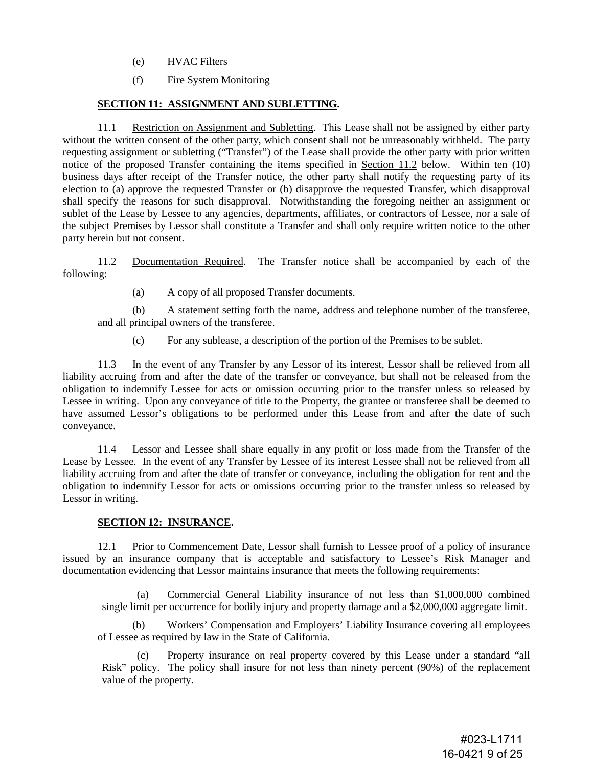(e) HVAC Filters

(f) Fire System Monitoring

**SECTION 11: ASSIGNMENT AND SUBLETTING.**

11.1 Restriction on Assignment and Subletting. This Lease shall not be assigned by either party without the written consent of the other party, which consent shall not be unreasonably withheld. The party requesting assignment or subletting ("Transfer") of the Lease shall provide the other party with prior written notice of the proposed Transfer containing the items specified in Section 11.2 below. Within ten (10) business days after receipt of the Transfer notice, the other party shall notify the requesting party of its election to (a) approve the requested Transfer or (b) disapprove the requested Transfer, which disapproval shall specify the reasons for such disapproval. Notwithstanding the foregoing neither an assignment or sublet of the Lease by Lessee to any agencies, departments, affiliates, or contractors of Lessee, nor a sale of the subject Premises by Lessor shall constitute a Transfer and shall only require written notice to the other party herein but not consent.

11.2 Documentation Required. The Transfer notice shall be accompanied by each of the following:

(a) A copy of all proposed Transfer documents.

(b) A statement setting forth the name, address and telephone number of the transferee, and all principal owners of the transferee.

(c) For any sublease, a description of the portion of the Premises to be sublet.

11.3 In the event of any Transfer by any Lessor of its interest, Lessor shall be relieved from all liability accruing from and after the date of the transfer or conveyance, but shall not be released from the obligation to indemnify Lessee for acts or omission occurring prior to the transfer unless so released by Lessee in writing. Upon any conveyance of title to the Property, the grantee or transferee shall be deemed to have assumed Lessor's obligations to be performed under this Lease from and after the date of such conveyance.

11.4 Lessor and Lessee shall share equally in any profit or loss made from the Transfer of the Lease by Lessee. In the event of any Transfer by Lessee of its interest Lessee shall not be relieved from all liability accruing from and after the date of transfer or conveyance, including the obligation for rent and the obligation to indemnify Lessor for acts or omissions occurring prior to the transfer unless so released by Lessor in writing.

**SECTION 12: INSURANCE.**

12.1 Prior to Commencement Date, Lessor shall furnish to Lessee proof of a policy of insurance issued by an insurance company that is acceptable and satisfactory to Lessee's Risk Manager and documentation evidencing that Lessor maintains insurance that meets the following requirements:

(a) Commercial General Liability insurance of not less than $1,000,000 combined single limit per occurrence for bodily injury and property damage and a $2,000,000 aggregate limit.

(b) Workers' Compensation and Employers' Liability Insurance covering all employees of Lessee as required by law in the State of California.

(c) Property insurance on real property covered by this Lease under a standard "all Risk" policy. The policy shall insure for not less than ninety percent (90%) of the replacement value of the property.

#023-L1711
16-0421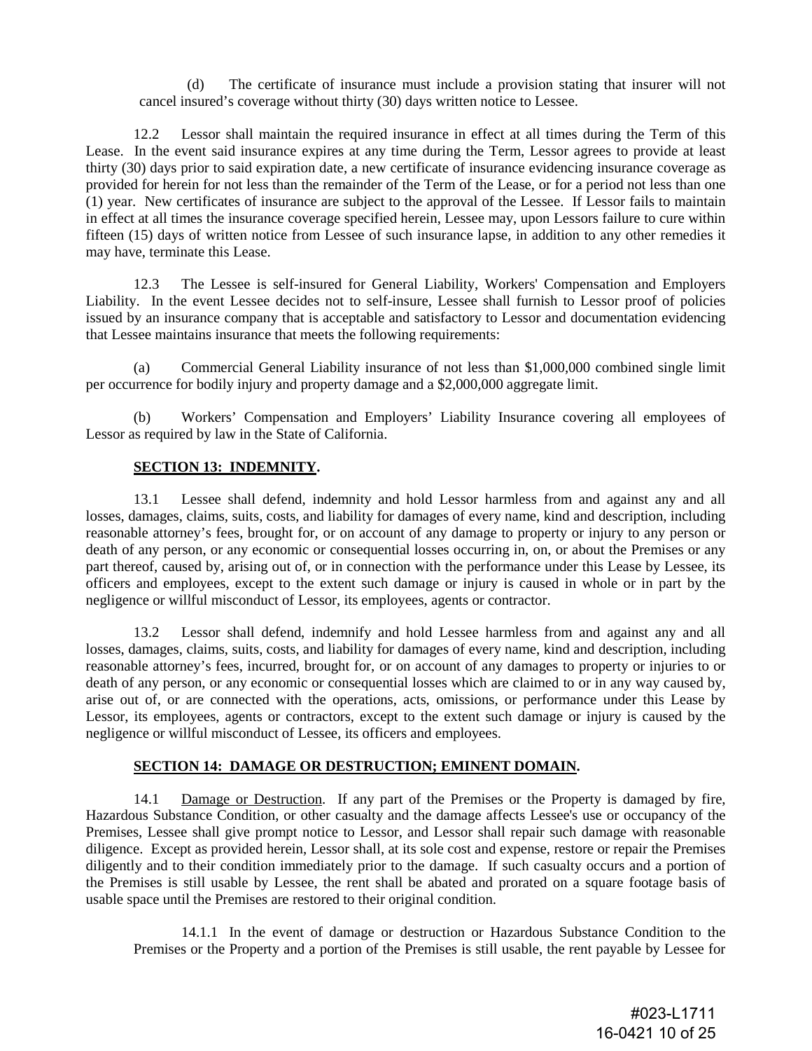(d) The certificate of insurance must include a provision stating that insurer will not cancel insured's coverage without thirty (30) days written notice to Lessee.

12.2 Lessor shall maintain the required insurance in effect at all times during the Term of this Lease. In the event said insurance expires at any time during the Term, Lessor agrees to provide at least thirty (30) days prior to said expiration date, a new certificate of insurance evidencing insurance coverage as provided for herein for not less than the remainder of the Term of the Lease, or for a period not less than one (1) year. New certificates of insurance are subject to the approval of the Lessee. If Lessor fails to maintain in effect at all times the insurance coverage specified herein, Lessee may, upon Lessors failure to cure within fifteen (15) days of written notice from Lessee of such insurance lapse, in addition to any other remedies it may have, terminate this Lease.

12.3 The Lessee is self-insured for General Liability, Workers' Compensation and Employers Liability. In the event Lessee decides not to self-insure, Lessee shall furnish to Lessor proof of policies issued by an insurance company that is acceptable and satisfactory to Lessor and documentation evidencing that Lessee maintains insurance that meets the following requirements:

(a) Commercial General Liability insurance of not less than $1,000,000 combined single limit per occurrence for bodily injury and property damage and a $2,000,000 aggregate limit.

(b) Workers' Compensation and Employers' Liability Insurance covering all employees of Lessor as required by law in the State of California.

## SECTION 13: INDEMNITY.

13.1 Lessee shall defend, indemnity and hold Lessor harmless from and against any and all losses, damages, claims, suits, costs, and liability for damages of every name, kind and description, including reasonable attorney's fees, brought for, or on account of any damage to property or injury to any person or death of any person, or any economic or consequential losses occurring in, on, or about the Premises or any part thereof, caused by, arising out of, or in connection with the performance under this Lease by Lessee, its officers and employees, except to the extent such damage or injury is caused in whole or in part by the negligence or willful misconduct of Lessor, its employees, agents or contractor.

13.2 Lessor shall defend, indemnify and hold Lessee harmless from and against any and all losses, damages, claims, suits, costs, and liability for damages of every name, kind and description, including reasonable attorney's fees, incurred, brought for, or on account of any damages to property or injuries to or death of any person, or any economic or consequential losses which are claimed to or in any way caused by, arise out of, or are connected with the operations, acts, omissions, or performance under this Lease by Lessor, its employees, agents or contractors, except to the extent such damage or injury is caused by the negligence or willful misconduct of Lessee, its officers and employees.

## SECTION 14: DAMAGE OR DESTRUCTION; EMINENT DOMAIN.

14.1 Damage or Destruction. If any part of the Premises or the Property is damaged by fire, Hazardous Substance Condition, or other casualty and the damage affects Lessee's use or occupancy of the Premises, Lessee shall give prompt notice to Lessor, and Lessor shall repair such damage with reasonable diligence. Except as provided herein, Lessor shall, at its sole cost and expense, restore or repair the Premises diligently and to their condition immediately prior to the damage. If such casualty occurs and a portion of the Premises is still usable by Lessee, the rent shall be abated and prorated on a square footage basis of usable space until the Premises are restored to their original condition.

14.1.1 In the event of damage or destruction or Hazardous Substance Condition to the Premises or the Property and a portion of the Premises is still usable, the rent payable by Lessee for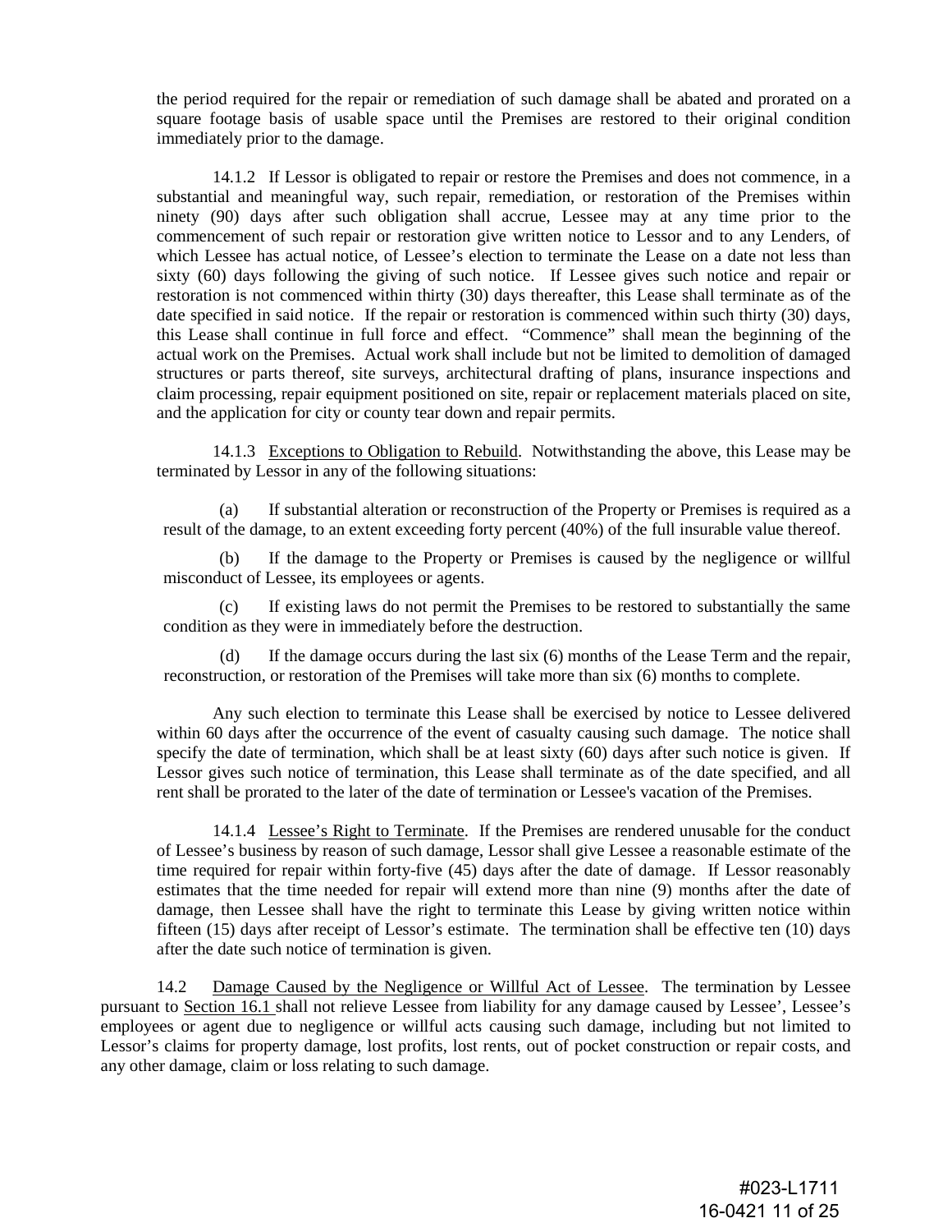the period required for the repair or remediation of such damage shall be abated and prorated on a square footage basis of usable space until the Premises are restored to their original condition immediately prior to the damage.

14.1.2 If Lessor is obligated to repair or restore the Premises and does not commence, in a substantial and meaningful way, such repair, remediation, or restoration of the Premises within ninety (90) days after such obligation shall accrue, Lessee may at any time prior to the commencement of such repair or restoration give written notice to Lessor and to any Lenders, of which Lessee has actual notice, of Lessee's election to terminate the Lease on a date not less than sixty (60) days following the giving of such notice. If Lessee gives such notice and repair or restoration is not commenced within thirty (30) days thereafter, this Lease shall terminate as of the date specified in said notice. If the repair or restoration is commenced within such thirty (30) days, this Lease shall continue in full force and effect. "Commence" shall mean the beginning of the actual work on the Premises. Actual work shall include but not be limited to demolition of damaged structures or parts thereof, site surveys, architectural drafting of plans, insurance inspections and claim processing, repair equipment positioned on site, repair or replacement materials placed on site, and the application for city or county tear down and repair permits.

14.1.3 Exceptions to Obligation to Rebuild. Notwithstanding the above, this Lease may be terminated by Lessor in any of the following situations:

(a) If substantial alteration or reconstruction of the Property or Premises is required as a result of the damage, to an extent exceeding forty percent (40%) of the full insurable value thereof.

(b) If the damage to the Property or Premises is caused by the negligence or willful misconduct of Lessee, its employees or agents.

(c) If existing laws do not permit the Premises to be restored to substantially the same condition as they were in immediately before the destruction.

(d) If the damage occurs during the last six (6) months of the Lease Term and the repair, reconstruction, or restoration of the Premises will take more than six (6) months to complete.

Any such election to terminate this Lease shall be exercised by notice to Lessee delivered within 60 days after the occurrence of the event of casualty causing such damage. The notice shall specify the date of termination, which shall be at least sixty (60) days after such notice is given. If Lessor gives such notice of termination, this Lease shall terminate as of the date specified, and all rent shall be prorated to the later of the date of termination or Lessee's vacation of the Premises.

14.1.4 Lessee's Right to Terminate. If the Premises are rendered unusable for the conduct of Lessee's business by reason of such damage, Lessor shall give Lessee a reasonable estimate of the time required for repair within forty-five (45) days after the date of damage. If Lessor reasonably estimates that the time needed for repair will extend more than nine (9) months after the date of damage, then Lessee shall have the right to terminate this Lease by giving written notice within fifteen (15) days after receipt of Lessor's estimate. The termination shall be effective ten (10) days after the date such notice of termination is given.

14.2 Damage Caused by the Negligence or Willful Act of Lessee. The termination by Lessee pursuant to Section 16.1 shall not relieve Lessee from liability for any damage caused by Lessee', Lessee's employees or agent due to negligence or willful acts causing such damage, including but not limited to Lessor's claims for property damage, lost profits, lost rents, out of pocket construction or repair costs, and any other damage, claim or loss relating to such damage.

#023-L1711
16-0421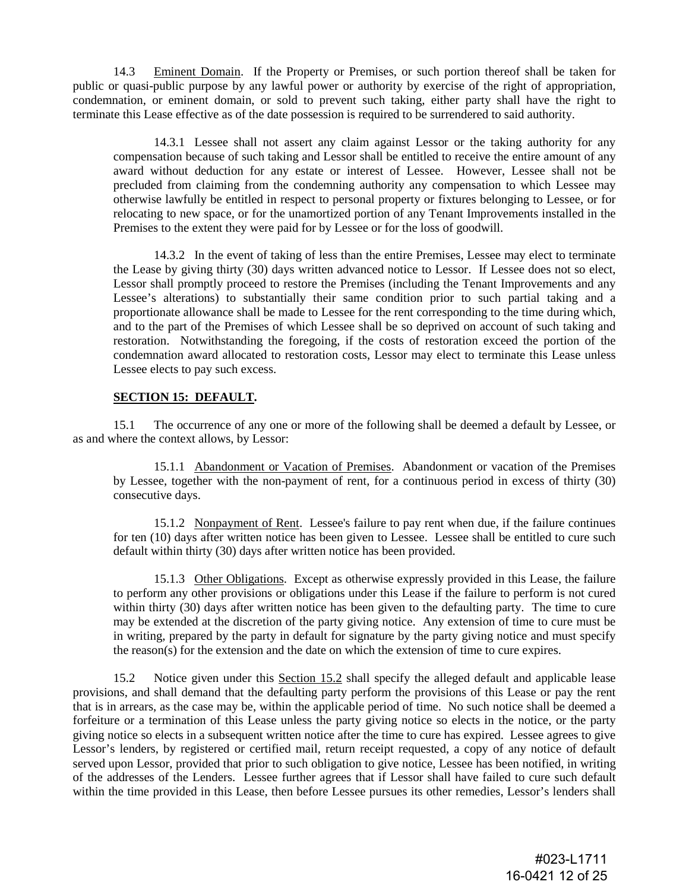14.3 Eminent Domain. If the Property or Premises, or such portion thereof shall be taken for public or quasi-public purpose by any lawful power or authority by exercise of the right of appropriation, condemnation, or eminent domain, or sold to prevent such taking, either party shall have the right to terminate this Lease effective as of the date possession is required to be surrendered to said authority.

14.3.1 Lessee shall not assert any claim against Lessor or the taking authority for any compensation because of such taking and Lessor shall be entitled to receive the entire amount of any award without deduction for any estate or interest of Lessee. However, Lessee shall not be precluded from claiming from the condemning authority any compensation to which Lessee may otherwise lawfully be entitled in respect to personal property or fixtures belonging to Lessee, or for relocating to new space, or for the unamortized portion of any Tenant Improvements installed in the Premises to the extent they were paid for by Lessee or for the loss of goodwill.

14.3.2 In the event of taking of less than the entire Premises, Lessee may elect to terminate the Lease by giving thirty (30) days written advanced notice to Lessor. If Lessee does not so elect, Lessor shall promptly proceed to restore the Premises (including the Tenant Improvements and any Lessee's alterations) to substantially their same condition prior to such partial taking and a proportionate allowance shall be made to Lessee for the rent corresponding to the time during which, and to the part of the Premises of which Lessee shall be so deprived on account of such taking and restoration. Notwithstanding the foregoing, if the costs of restoration exceed the portion of the condemnation award allocated to restoration costs, Lessor may elect to terminate this Lease unless Lessee elects to pay such excess.

## SECTION 15: DEFAULT.

15.1 The occurrence of any one or more of the following shall be deemed a default by Lessee, or as and where the context allows, by Lessor:

15.1.1 Abandonment or Vacation of Premises. Abandonment or vacation of the Premises by Lessee, together with the non-payment of rent, for a continuous period in excess of thirty (30) consecutive days.

15.1.2 Nonpayment of Rent. Lessee's failure to pay rent when due, if the failure continues for ten (10) days after written notice has been given to Lessee. Lessee shall be entitled to cure such default within thirty (30) days after written notice has been provided.

15.1.3 Other Obligations. Except as otherwise expressly provided in this Lease, the failure to perform any other provisions or obligations under this Lease if the failure to perform is not cured within thirty (30) days after written notice has been given to the defaulting party. The time to cure may be extended at the discretion of the party giving notice. Any extension of time to cure must be in writing, prepared by the party in default for signature by the party giving notice and must specify the reason(s) for the extension and the date on which the extension of time to cure expires.

15.2 Notice given under this Section 15.2 shall specify the alleged default and applicable lease provisions, and shall demand that the defaulting party perform the provisions of this Lease or pay the rent that is in arrears, as the case may be, within the applicable period of time. No such notice shall be deemed a forfeiture or a termination of this Lease unless the party giving notice so elects in the notice, or the party giving notice so elects in a subsequent written notice after the time to cure has expired. Lessee agrees to give Lessor's lenders, by registered or certified mail, return receipt requested, a copy of any notice of default served upon Lessor, provided that prior to such obligation to give notice, Lessee has been notified, in writing of the addresses of the Lenders. Lessee further agrees that if Lessor shall have failed to cure such default within the time provided in this Lease, then before Lessee pursues its other remedies, Lessor's lenders shall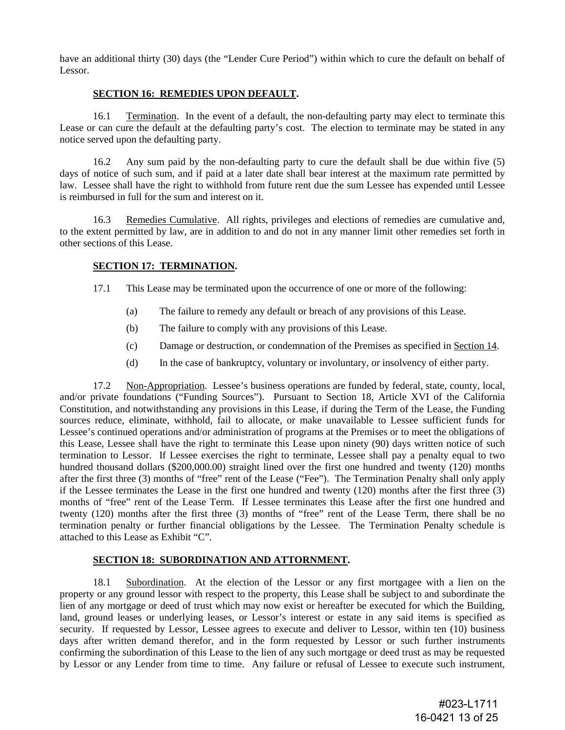have an additional thirty (30) days (the "Lender Cure Period") within which to cure the default on behalf of Lessor.

**SECTION 16: REMEDIES UPON DEFAULT.**

16.1 Termination. In the event of a default, the non-defaulting party may elect to terminate this Lease or can cure the default at the defaulting party's cost. The election to terminate may be stated in any notice served upon the defaulting party.

16.2 Any sum paid by the non-defaulting party to cure the default shall be due within five (5) days of notice of such sum, and if paid at a later date shall bear interest at the maximum rate permitted by law. Lessee shall have the right to withhold from future rent due the sum Lessee has expended until Lessee is reimbursed in full for the sum and interest on it.

16.3 Remedies Cumulative. All rights, privileges and elections of remedies are cumulative and, to the extent permitted by law, are in addition to and do not in any manner limit other remedies set forth in other sections of this Lease.

**SECTION 17: TERMINATION.**

17.1 This Lease may be terminated upon the occurrence of one or more of the following:

(a) The failure to remedy any default or breach of any provisions of this Lease.

(b) The failure to comply with any provisions of this Lease.

(c) Damage or destruction, or condemnation of the Premises as specified in Section 14.

(d) In the case of bankruptcy, voluntary or involuntary, or insolvency of either party.

17.2 Non-Appropriation. Lessee's business operations are funded by federal, state, county, local, and/or private foundations ("Funding Sources"). Pursuant to Section 18, Article XVI of the California Constitution, and notwithstanding any provisions in this Lease, if during the Term of the Lease, the Funding sources reduce, eliminate, withhold, fail to allocate, or make unavailable to Lessee sufficient funds for Lessee's continued operations and/or administration of programs at the Premises or to meet the obligations of this Lease, Lessee shall have the right to terminate this Lease upon ninety (90) days written notice of such termination to Lessor. If Lessee exercises the right to terminate, Lessee shall pay a penalty equal to two hundred thousand dollars ($200,000.00) straight lined over the first one hundred and twenty (120) months after the first three (3) months of "free" rent of the Lease ("Fee"). The Termination Penalty shall only apply if the Lessee terminates the Lease in the first one hundred and twenty (120) months after the first three (3) months of "free" rent of the Lease Term. If Lessee terminates this Lease after the first one hundred and twenty (120) months after the first three (3) months of "free" rent of the Lease Term, there shall be no termination penalty or further financial obligations by the Lessee. The Termination Penalty schedule is attached to this Lease as Exhibit "C".

**SECTION 18: SUBORDINATION AND ATTORNMENT.**

18.1 Subordination. At the election of the Lessor or any first mortgagee with a lien on the property or any ground lessor with respect to the property, this Lease shall be subject to and subordinate the lien of any mortgage or deed of trust which may now exist or hereafter be executed for which the Building, land, ground leases or underlying leases, or Lessor's interest or estate in any said items is specified as security. If requested by Lessor, Lessee agrees to execute and deliver to Lessor, within ten (10) business days after written demand therefor, and in the form requested by Lessor or such further instruments confirming the subordination of this Lease to the lien of any such mortgage or deed trust as may be requested by Lessor or any Lender from time to time. Any failure or refusal of Lessee to execute such instrument,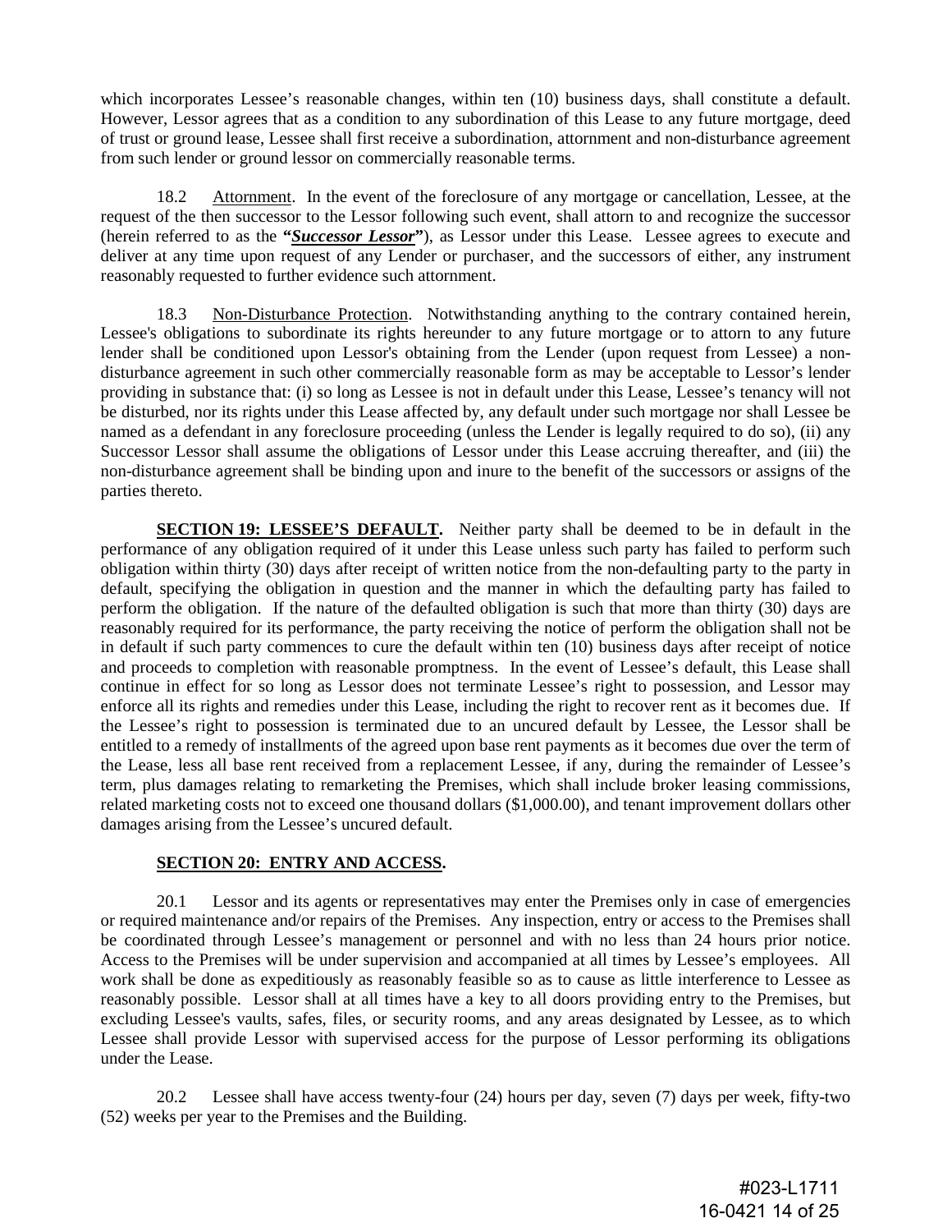which incorporates Lessee's reasonable changes, within ten (10) business days, shall constitute a default. However, Lessor agrees that as a condition to any subordination of this Lease to any future mortgage, deed of trust or ground lease, Lessee shall first receive a subordination, attornment and non-disturbance agreement from such lender or ground lessor on commercially reasonable terms.

18.2 Attornment. In the event of the foreclosure of any mortgage or cancellation, Lessee, at the request of the then successor to the Lessor following such event, shall attorn to and recognize the successor (herein referred to as the **"*Successor Lessor*"**), as Lessor under this Lease. Lessee agrees to execute and deliver at any time upon request of any Lender or purchaser, and the successors of either, any instrument reasonably requested to further evidence such attornment.

18.3 Non-Disturbance Protection. Notwithstanding anything to the contrary contained herein, Lessee's obligations to subordinate its rights hereunder to any future mortgage or to attorn to any future lender shall be conditioned upon Lessor's obtaining from the Lender (upon request from Lessee) a non-disturbance agreement in such other commercially reasonable form as may be acceptable to Lessor's lender providing in substance that: (i) so long as Lessee is not in default under this Lease, Lessee's tenancy will not be disturbed, nor its rights under this Lease affected by, any default under such mortgage nor shall Lessee be named as a defendant in any foreclosure proceeding (unless the Lender is legally required to do so), (ii) any Successor Lessor shall assume the obligations of Lessor under this Lease accruing thereafter, and (iii) the non-disturbance agreement shall be binding upon and inure to the benefit of the successors or assigns of the parties thereto.

**SECTION 19: LESSEE'S DEFAULT.** Neither party shall be deemed to be in default in the performance of any obligation required of it under this Lease unless such party has failed to perform such obligation within thirty (30) days after receipt of written notice from the non-defaulting party to the party in default, specifying the obligation in question and the manner in which the defaulting party has failed to perform the obligation. If the nature of the defaulted obligation is such that more than thirty (30) days are reasonably required for its performance, the party receiving the notice of perform the obligation shall not be in default if such party commences to cure the default within ten (10) business days after receipt of notice and proceeds to completion with reasonable promptness. In the event of Lessee's default, this Lease shall continue in effect for so long as Lessor does not terminate Lessee's right to possession, and Lessor may enforce all its rights and remedies under this Lease, including the right to recover rent as it becomes due. If the Lessee's right to possession is terminated due to an uncured default by Lessee, the Lessor shall be entitled to a remedy of installments of the agreed upon base rent payments as it becomes due over the term of the Lease, less all base rent received from a replacement Lessee, if any, during the remainder of Lessee's term, plus damages relating to remarketing the Premises, which shall include broker leasing commissions, related marketing costs not to exceed one thousand dollars ($1,000.00), and tenant improvement dollars other damages arising from the Lessee's uncured default.

**SECTION 20: ENTRY AND ACCESS.**

20.1 Lessor and its agents or representatives may enter the Premises only in case of emergencies or required maintenance and/or repairs of the Premises. Any inspection, entry or access to the Premises shall be coordinated through Lessee's management or personnel and with no less than 24 hours prior notice. Access to the Premises will be under supervision and accompanied at all times by Lessee's employees. All work shall be done as expeditiously as reasonably feasible so as to cause as little interference to Lessee as reasonably possible. Lessor shall at all times have a key to all doors providing entry to the Premises, but excluding Lessee's vaults, safes, files, or security rooms, and any areas designated by Lessee, as to which Lessee shall provide Lessor with supervised access for the purpose of Lessor performing its obligations under the Lease.

20.2 Lessee shall have access twenty-four (24) hours per day, seven (7) days per week, fifty-two (52) weeks per year to the Premises and the Building.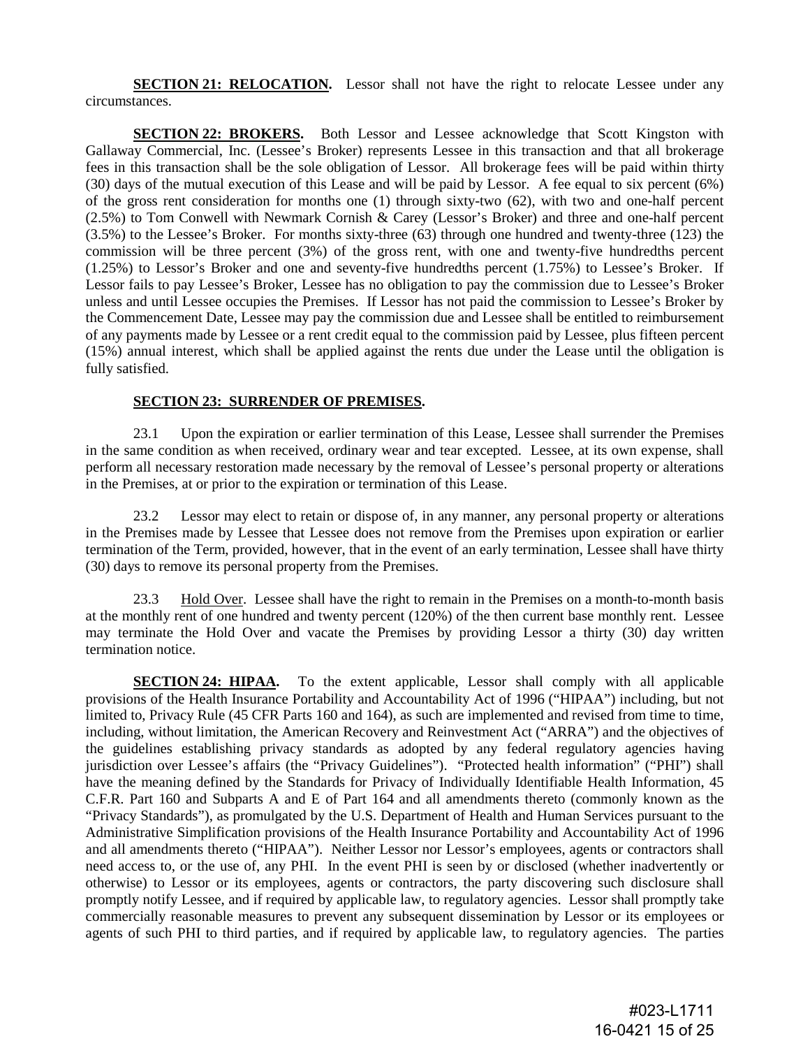**SECTION 21: RELOCATION.** Lessor shall not have the right to relocate Lessee under any circumstances.

**SECTION 22: BROKERS.** Both Lessor and Lessee acknowledge that Scott Kingston with Gallaway Commercial, Inc. (Lessee's Broker) represents Lessee in this transaction and that all brokerage fees in this transaction shall be the sole obligation of Lessor. All brokerage fees will be paid within thirty (30) days of the mutual execution of this Lease and will be paid by Lessor. A fee equal to six percent (6%) of the gross rent consideration for months one (1) through sixty-two (62), with two and one-half percent (2.5%) to Tom Conwell with Newmark Cornish & Carey (Lessor's Broker) and three and one-half percent (3.5%) to the Lessee's Broker. For months sixty-three (63) through one hundred and twenty-three (123) the commission will be three percent (3%) of the gross rent, with one and twenty-five hundredths percent (1.25%) to Lessor's Broker and one and seventy-five hundredths percent (1.75%) to Lessee's Broker. If Lessor fails to pay Lessee's Broker, Lessee has no obligation to pay the commission due to Lessee's Broker unless and until Lessee occupies the Premises. If Lessor has not paid the commission to Lessee's Broker by the Commencement Date, Lessee may pay the commission due and Lessee shall be entitled to reimbursement of any payments made by Lessee or a rent credit equal to the commission paid by Lessee, plus fifteen percent (15%) annual interest, which shall be applied against the rents due under the Lease until the obligation is fully satisfied.

**SECTION 23: SURRENDER OF PREMISES.**

23.1 Upon the expiration or earlier termination of this Lease, Lessee shall surrender the Premises in the same condition as when received, ordinary wear and tear excepted. Lessee, at its own expense, shall perform all necessary restoration made necessary by the removal of Lessee's personal property or alterations in the Premises, at or prior to the expiration or termination of this Lease.

23.2 Lessor may elect to retain or dispose of, in any manner, any personal property or alterations in the Premises made by Lessee that Lessee does not remove from the Premises upon expiration or earlier termination of the Term, provided, however, that in the event of an early termination, Lessee shall have thirty (30) days to remove its personal property from the Premises.

23.3 Hold Over. Lessee shall have the right to remain in the Premises on a month-to-month basis at the monthly rent of one hundred and twenty percent (120%) of the then current base monthly rent. Lessee may terminate the Hold Over and vacate the Premises by providing Lessor a thirty (30) day written termination notice.

**SECTION 24: HIPAA.** To the extent applicable, Lessor shall comply with all applicable provisions of the Health Insurance Portability and Accountability Act of 1996 ("HIPAA") including, but not limited to, Privacy Rule (45 CFR Parts 160 and 164), as such are implemented and revised from time to time, including, without limitation, the American Recovery and Reinvestment Act ("ARRA") and the objectives of the guidelines establishing privacy standards as adopted by any federal regulatory agencies having jurisdiction over Lessee's affairs (the "Privacy Guidelines"). "Protected health information" ("PHI") shall have the meaning defined by the Standards for Privacy of Individually Identifiable Health Information, 45 C.F.R. Part 160 and Subparts A and E of Part 164 and all amendments thereto (commonly known as the "Privacy Standards"), as promulgated by the U.S. Department of Health and Human Services pursuant to the Administrative Simplification provisions of the Health Insurance Portability and Accountability Act of 1996 and all amendments thereto ("HIPAA"). Neither Lessor nor Lessor's employees, agents or contractors shall need access to, or the use of, any PHI. In the event PHI is seen by or disclosed (whether inadvertently or otherwise) to Lessor or its employees, agents or contractors, the party discovering such disclosure shall promptly notify Lessee, and if required by applicable law, to regulatory agencies. Lessor shall promptly take commercially reasonable measures to prevent any subsequent dissemination by Lessor or its employees or agents of such PHI to third parties, and if required by applicable law, to regulatory agencies. The parties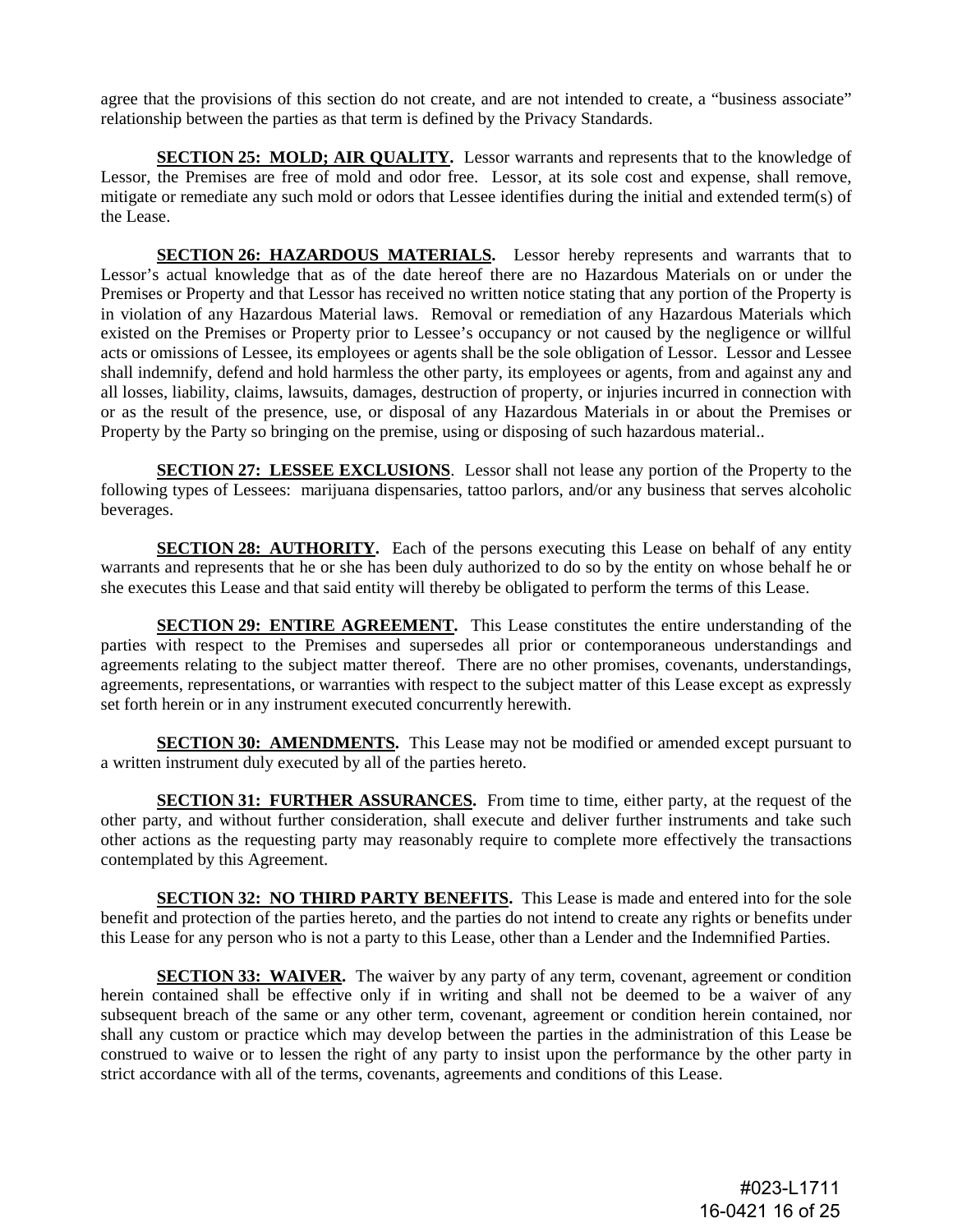agree that the provisions of this section do not create, and are not intended to create, a "business associate" relationship between the parties as that term is defined by the Privacy Standards.

**SECTION 25: MOLD; AIR QUALITY.** Lessor warrants and represents that to the knowledge of Lessor, the Premises are free of mold and odor free. Lessor, at its sole cost and expense, shall remove, mitigate or remediate any such mold or odors that Lessee identifies during the initial and extended term(s) of the Lease.

**SECTION 26: HAZARDOUS MATERIALS.** Lessor hereby represents and warrants that to Lessor's actual knowledge that as of the date hereof there are no Hazardous Materials on or under the Premises or Property and that Lessor has received no written notice stating that any portion of the Property is in violation of any Hazardous Material laws. Removal or remediation of any Hazardous Materials which existed on the Premises or Property prior to Lessee's occupancy or not caused by the negligence or willful acts or omissions of Lessee, its employees or agents shall be the sole obligation of Lessor. Lessor and Lessee shall indemnify, defend and hold harmless the other party, its employees or agents, from and against any and all losses, liability, claims, lawsuits, damages, destruction of property, or injuries incurred in connection with or as the result of the presence, use, or disposal of any Hazardous Materials in or about the Premises or Property by the Party so bringing on the premise, using or disposing of such hazardous material..

**SECTION 27: LESSEE EXCLUSIONS**. Lessor shall not lease any portion of the Property to the following types of Lessees: marijuana dispensaries, tattoo parlors, and/or any business that serves alcoholic beverages.

**SECTION 28: AUTHORITY.** Each of the persons executing this Lease on behalf of any entity warrants and represents that he or she has been duly authorized to do so by the entity on whose behalf he or she executes this Lease and that said entity will thereby be obligated to perform the terms of this Lease.

**SECTION 29: ENTIRE AGREEMENT.** This Lease constitutes the entire understanding of the parties with respect to the Premises and supersedes all prior or contemporaneous understandings and agreements relating to the subject matter thereof. There are no other promises, covenants, understandings, agreements, representations, or warranties with respect to the subject matter of this Lease except as expressly set forth herein or in any instrument executed concurrently herewith.

**SECTION 30: AMENDMENTS.** This Lease may not be modified or amended except pursuant to a written instrument duly executed by all of the parties hereto.

**SECTION 31: FURTHER ASSURANCES.** From time to time, either party, at the request of the other party, and without further consideration, shall execute and deliver further instruments and take such other actions as the requesting party may reasonably require to complete more effectively the transactions contemplated by this Agreement.

**SECTION 32: NO THIRD PARTY BENEFITS.** This Lease is made and entered into for the sole benefit and protection of the parties hereto, and the parties do not intend to create any rights or benefits under this Lease for any person who is not a party to this Lease, other than a Lender and the Indemnified Parties.

**SECTION 33: WAIVER.** The waiver by any party of any term, covenant, agreement or condition herein contained shall be effective only if in writing and shall not be deemed to be a waiver of any subsequent breach of the same or any other term, covenant, agreement or condition herein contained, nor shall any custom or practice which may develop between the parties in the administration of this Lease be construed to waive or to lessen the right of any party to insist upon the performance by the other party in strict accordance with all of the terms, covenants, agreements and conditions of this Lease.

#023-L1711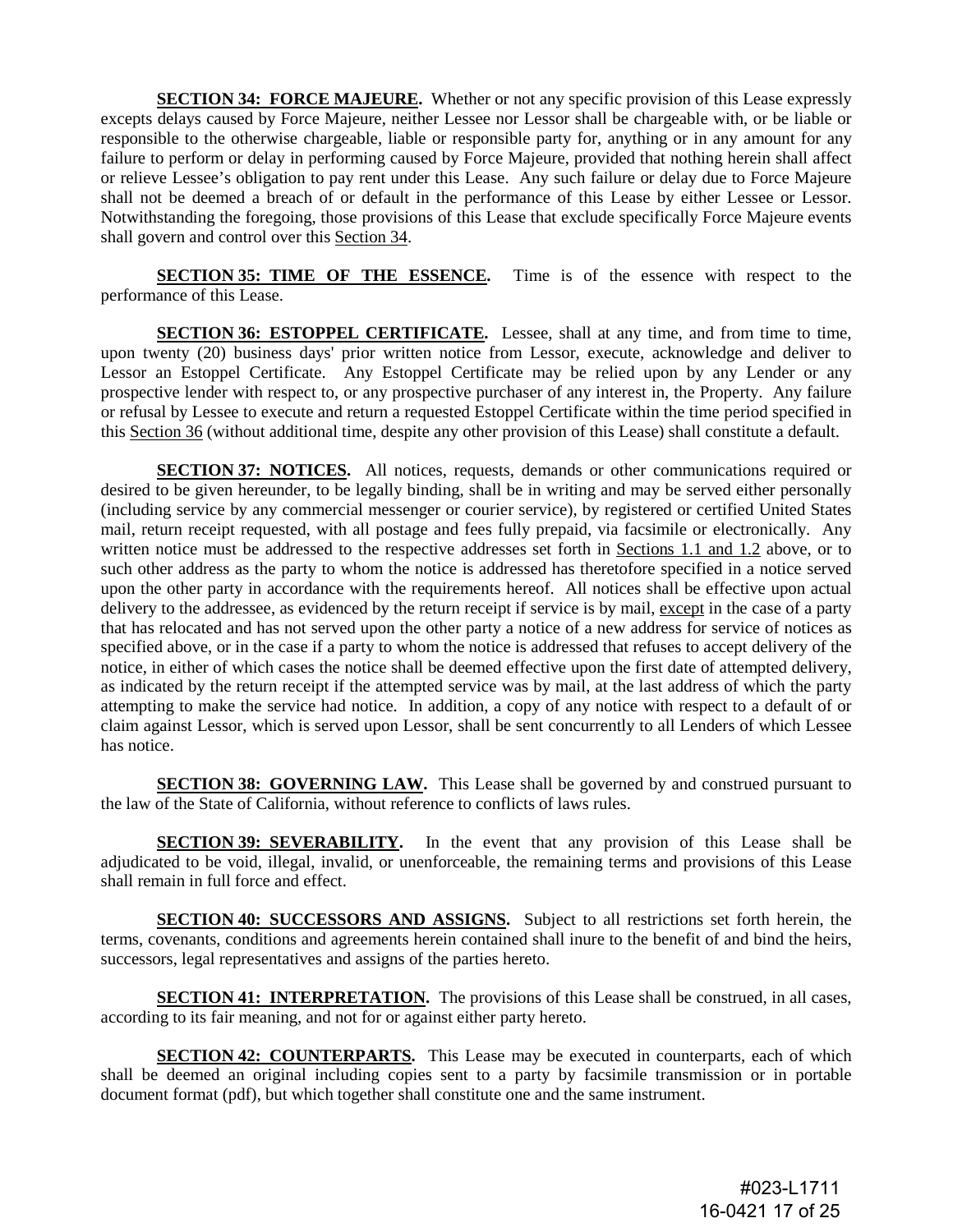**SECTION 34: FORCE MAJEURE.** Whether or not any specific provision of this Lease expressly excepts delays caused by Force Majeure, neither Lessee nor Lessor shall be chargeable with, or be liable or responsible to the otherwise chargeable, liable or responsible party for, anything or in any amount for any failure to perform or delay in performing caused by Force Majeure, provided that nothing herein shall affect or relieve Lessee's obligation to pay rent under this Lease. Any such failure or delay due to Force Majeure shall not be deemed a breach of or default in the performance of this Lease by either Lessee or Lessor. Notwithstanding the foregoing, those provisions of this Lease that exclude specifically Force Majeure events shall govern and control over this Section 34.

**SECTION 35: TIME OF THE ESSENCE.** Time is of the essence with respect to the performance of this Lease.

**SECTION 36: ESTOPPEL CERTIFICATE.** Lessee, shall at any time, and from time to time, upon twenty (20) business days' prior written notice from Lessor, execute, acknowledge and deliver to Lessor an Estoppel Certificate. Any Estoppel Certificate may be relied upon by any Lender or any prospective lender with respect to, or any prospective purchaser of any interest in, the Property. Any failure or refusal by Lessee to execute and return a requested Estoppel Certificate within the time period specified in this Section 36 (without additional time, despite any other provision of this Lease) shall constitute a default.

**SECTION 37: NOTICES.** All notices, requests, demands or other communications required or desired to be given hereunder, to be legally binding, shall be in writing and may be served either personally (including service by any commercial messenger or courier service), by registered or certified United States mail, return receipt requested, with all postage and fees fully prepaid, via facsimile or electronically. Any written notice must be addressed to the respective addresses set forth in Sections 1.1 and 1.2 above, or to such other address as the party to whom the notice is addressed has theretofore specified in a notice served upon the other party in accordance with the requirements hereof. All notices shall be effective upon actual delivery to the addressee, as evidenced by the return receipt if service is by mail, except in the case of a party that has relocated and has not served upon the other party a notice of a new address for service of notices as specified above, or in the case if a party to whom the notice is addressed that refuses to accept delivery of the notice, in either of which cases the notice shall be deemed effective upon the first date of attempted delivery, as indicated by the return receipt if the attempted service was by mail, at the last address of which the party attempting to make the service had notice. In addition, a copy of any notice with respect to a default of or claim against Lessor, which is served upon Lessor, shall be sent concurrently to all Lenders of which Lessee has notice.

**SECTION 38: GOVERNING LAW.** This Lease shall be governed by and construed pursuant to the law of the State of California, without reference to conflicts of laws rules.

**SECTION 39: SEVERABILITY.** In the event that any provision of this Lease shall be adjudicated to be void, illegal, invalid, or unenforceable, the remaining terms and provisions of this Lease shall remain in full force and effect.

**SECTION 40: SUCCESSORS AND ASSIGNS.** Subject to all restrictions set forth herein, the terms, covenants, conditions and agreements herein contained shall inure to the benefit of and bind the heirs, successors, legal representatives and assigns of the parties hereto.

**SECTION 41: INTERPRETATION.** The provisions of this Lease shall be construed, in all cases, according to its fair meaning, and not for or against either party hereto.

**SECTION 42: COUNTERPARTS.** This Lease may be executed in counterparts, each of which shall be deemed an original including copies sent to a party by facsimile transmission or in portable document format (pdf), but which together shall constitute one and the same instrument.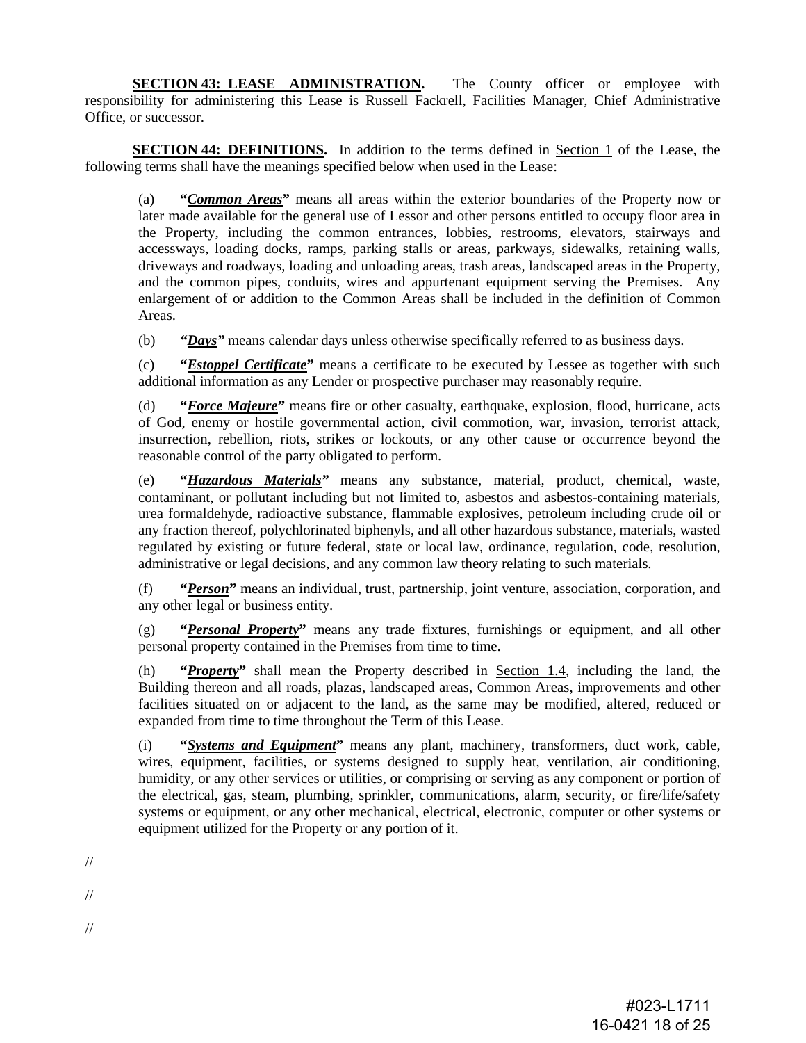**SECTION 43: LEASE ADMINISTRATION.** The County officer or employee with responsibility for administering this Lease is Russell Fackrell, Facilities Manager, Chief Administrative Office, or successor.

**SECTION 44: DEFINITIONS.** In addition to the terms defined in Section 1 of the Lease, the following terms shall have the meanings specified below when used in the Lease:

(a) **"*Common Areas*"** means all areas within the exterior boundaries of the Property now or later made available for the general use of Lessor and other persons entitled to occupy floor area in the Property, including the common entrances, lobbies, restrooms, elevators, stairways and accessways, loading docks, ramps, parking stalls or areas, parkways, sidewalks, retaining walls, driveways and roadways, loading and unloading areas, trash areas, landscaped areas in the Property, and the common pipes, conduits, wires and appurtenant equipment serving the Premises. Any enlargement of or addition to the Common Areas shall be included in the definition of Common Areas.

(b) ***"Days"*** means calendar days unless otherwise specifically referred to as business days.

(c) **"*Estoppel Certificate*"** means a certificate to be executed by Lessee as together with such additional information as any Lender or prospective purchaser may reasonably require.

(d) **"*Force Majeure*"** means fire or other casualty, earthquake, explosion, flood, hurricane, acts of God, enemy or hostile governmental action, civil commotion, war, invasion, terrorist attack, insurrection, rebellion, riots, strikes or lockouts, or any other cause or occurrence beyond the reasonable control of the party obligated to perform.

(e) **"*Hazardous Materials*"** means any substance, material, product, chemical, waste, contaminant, or pollutant including but not limited to, asbestos and asbestos-containing materials, urea formaldehyde, radioactive substance, flammable explosives, petroleum including crude oil or any fraction thereof, polychlorinated biphenyls, and all other hazardous substance, materials, wasted regulated by existing or future federal, state or local law, ordinance, regulation, code, resolution, administrative or legal decisions, and any common law theory relating to such materials.

(f) **"*Person*"** means an individual, trust, partnership, joint venture, association, corporation, and any other legal or business entity.

(g) **"*Personal Property*"** means any trade fixtures, furnishings or equipment, and all other personal property contained in the Premises from time to time.

(h) **"*Property*"** shall mean the Property described in Section 1.4, including the land, the Building thereon and all roads, plazas, landscaped areas, Common Areas, improvements and other facilities situated on or adjacent to the land, as the same may be modified, altered, reduced or expanded from time to time throughout the Term of this Lease.

(i) **"*Systems and Equipment*"** means any plant, machinery, transformers, duct work, cable, wires, equipment, facilities, or systems designed to supply heat, ventilation, air conditioning, humidity, or any other services or utilities, or comprising or serving as any component or portion of the electrical, gas, steam, plumbing, sprinkler, communications, alarm, security, or fire/life/safety systems or equipment, or any other mechanical, electrical, electronic, computer or other systems or equipment utilized for the Property or any portion of it.

//

//

//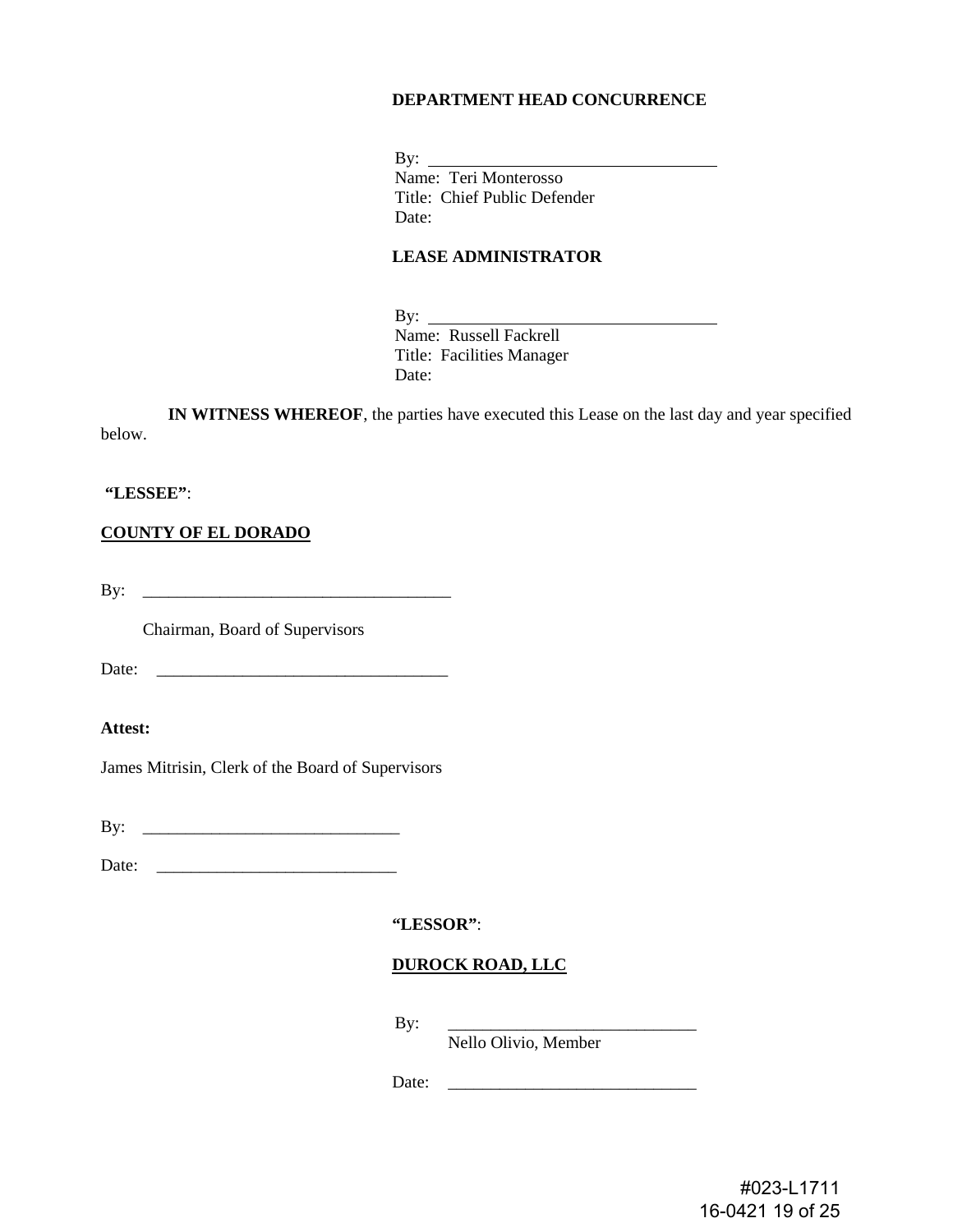**DEPARTMENT HEAD CONCURRENCE**

By: ___________________________________
Name: Teri Monterosso
Title: Chief Public Defender
Date:

**LEASE ADMINISTRATOR**

By: ___________________________________
Name: Russell Fackrell
Title: Facilities Manager
Date:

**IN WITNESS WHEREOF**, the parties have executed this Lease on the last day and year specified below.

**"LESSEE"**:

**COUNTY OF EL DORADO**

By: ____________________________________

Chairman, Board of Supervisors

Date: __________________________________

**Attest:**

James Mitrisin, Clerk of the Board of Supervisors

By: ______________________________

Date: ____________________________

**"LESSOR"**:

**DUROCK ROAD, LLC**

By: ______________________________
Nello Olivio, Member

Date: ______________________________

#023-L1711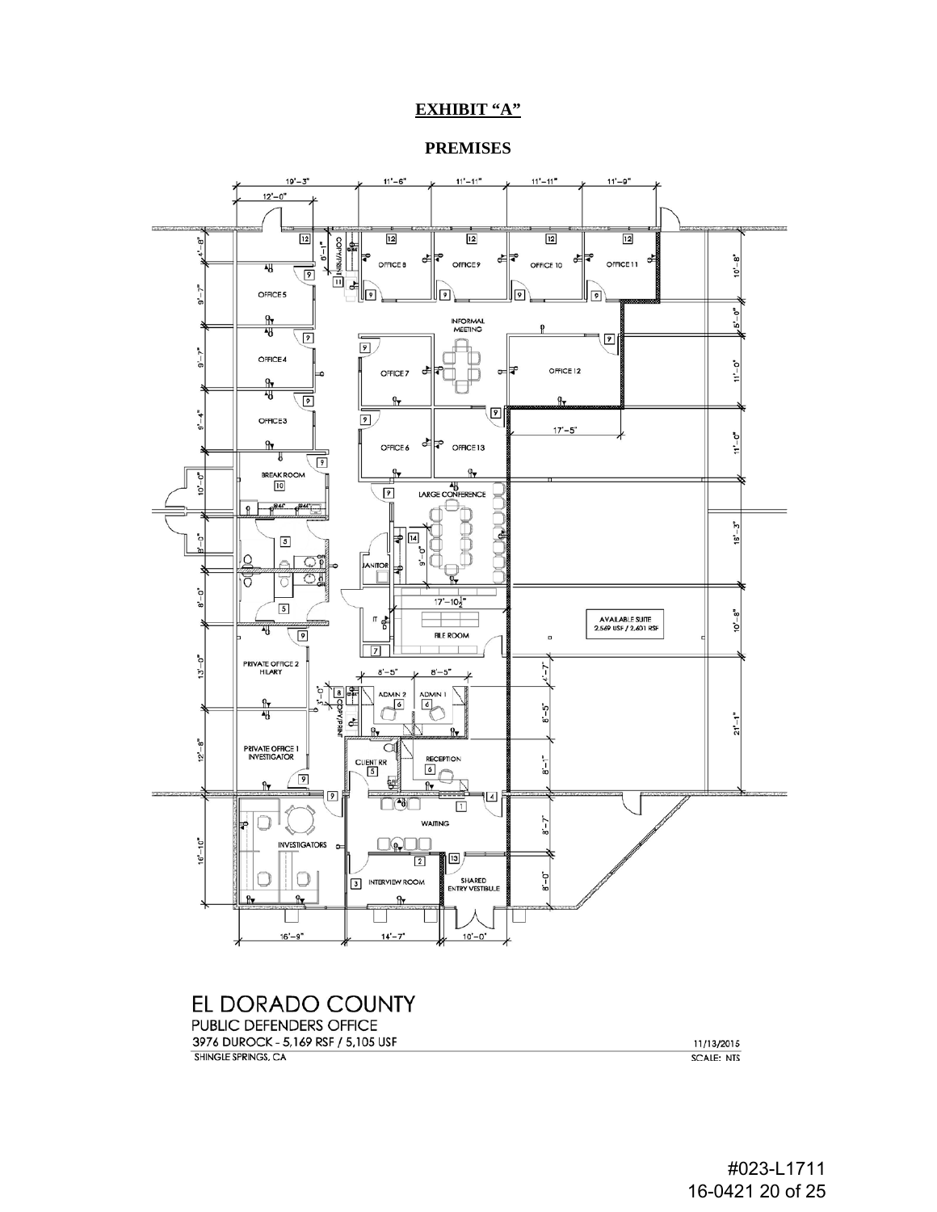# EXHIBIT "A"

## PREMISES

19'-3" | 12'-0" | 11'-6" | 11'-11" | 11'-11" | 11'-9"

OFFICE 8, OFFICE 9, OFFICE 10, OFFICE 11, OFFICE 5, INFORMAL MEETING, OFFICE 4, OFFICE 7, OFFICE 12, OFFICE 3, OFFICE 6, OFFICE 13, 17'-5", BREAK ROOM, LARGE CONFERENCE, JANITOR, 9'-0", IT, 17'-10½", FILE ROOM, AVAILABLE SUITE 2,569 USF / 2,601 RSF, PRIVATE OFFICE 2 HILARY, 8'-5", 8'-5", ADMIN 2, ADMIN 1, COPY/PRINT, PRIVATE OFFICE 1 INVESTIGATOR, CLIENT RR, RECEPTION, WAITING, INVESTIGATORS, INTERVIEW ROOM, SHARED ENTRY VESTIBULE, 16'-9", 14'-7", 10'-0"

EL DORADO COUNTY
PUBLIC DEFENDERS OFFICE
3976 DUROCK - 5,169 RSF / 5,105 USF
SHINGLE SPRINGS, CA

11/13/2015
SCALE: NTS

#023-L1711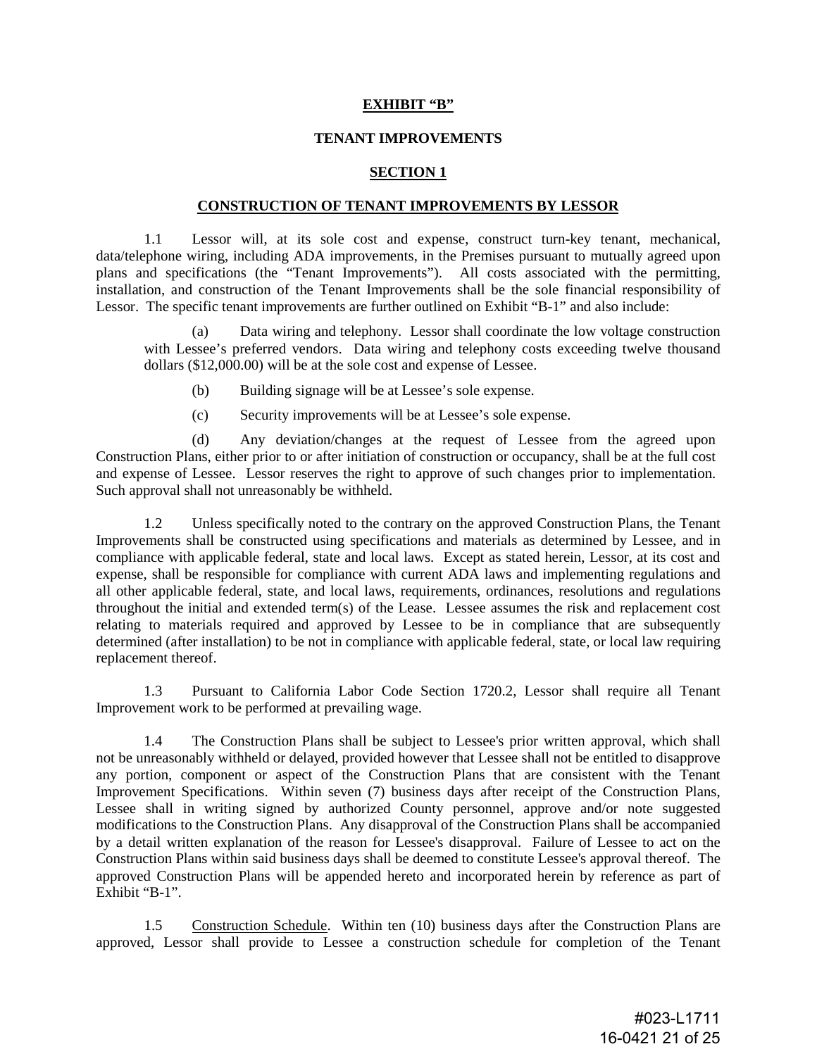## EXHIBIT "B"

### TENANT IMPROVEMENTS

### SECTION 1

### CONSTRUCTION OF TENANT IMPROVEMENTS BY LESSOR

1.1 Lessor will, at its sole cost and expense, construct turn-key tenant, mechanical, data/telephone wiring, including ADA improvements, in the Premises pursuant to mutually agreed upon plans and specifications (the "Tenant Improvements"). All costs associated with the permitting, installation, and construction of the Tenant Improvements shall be the sole financial responsibility of Lessor. The specific tenant improvements are further outlined on Exhibit "B-1" and also include:

(a) Data wiring and telephony. Lessor shall coordinate the low voltage construction with Lessee's preferred vendors. Data wiring and telephony costs exceeding twelve thousand dollars ($12,000.00) will be at the sole cost and expense of Lessee.

(b) Building signage will be at Lessee's sole expense.

(c) Security improvements will be at Lessee's sole expense.

(d) Any deviation/changes at the request of Lessee from the agreed upon Construction Plans, either prior to or after initiation of construction or occupancy, shall be at the full cost and expense of Lessee. Lessor reserves the right to approve of such changes prior to implementation. Such approval shall not unreasonably be withheld.

1.2 Unless specifically noted to the contrary on the approved Construction Plans, the Tenant Improvements shall be constructed using specifications and materials as determined by Lessee, and in compliance with applicable federal, state and local laws. Except as stated herein, Lessor, at its cost and expense, shall be responsible for compliance with current ADA laws and implementing regulations and all other applicable federal, state, and local laws, requirements, ordinances, resolutions and regulations throughout the initial and extended term(s) of the Lease. Lessee assumes the risk and replacement cost relating to materials required and approved by Lessee to be in compliance that are subsequently determined (after installation) to be not in compliance with applicable federal, state, or local law requiring replacement thereof.

1.3 Pursuant to California Labor Code Section 1720.2, Lessor shall require all Tenant Improvement work to be performed at prevailing wage.

1.4 The Construction Plans shall be subject to Lessee's prior written approval, which shall not be unreasonably withheld or delayed, provided however that Lessee shall not be entitled to disapprove any portion, component or aspect of the Construction Plans that are consistent with the Tenant Improvement Specifications. Within seven (7) business days after receipt of the Construction Plans, Lessee shall in writing signed by authorized County personnel, approve and/or note suggested modifications to the Construction Plans. Any disapproval of the Construction Plans shall be accompanied by a detail written explanation of the reason for Lessee's disapproval. Failure of Lessee to act on the Construction Plans within said business days shall be deemed to constitute Lessee's approval thereof. The approved Construction Plans will be appended hereto and incorporated herein by reference as part of Exhibit "B-1".

1.5 Construction Schedule. Within ten (10) business days after the Construction Plans are approved, Lessor shall provide to Lessee a construction schedule for completion of the Tenant

#023-L1711
16-0421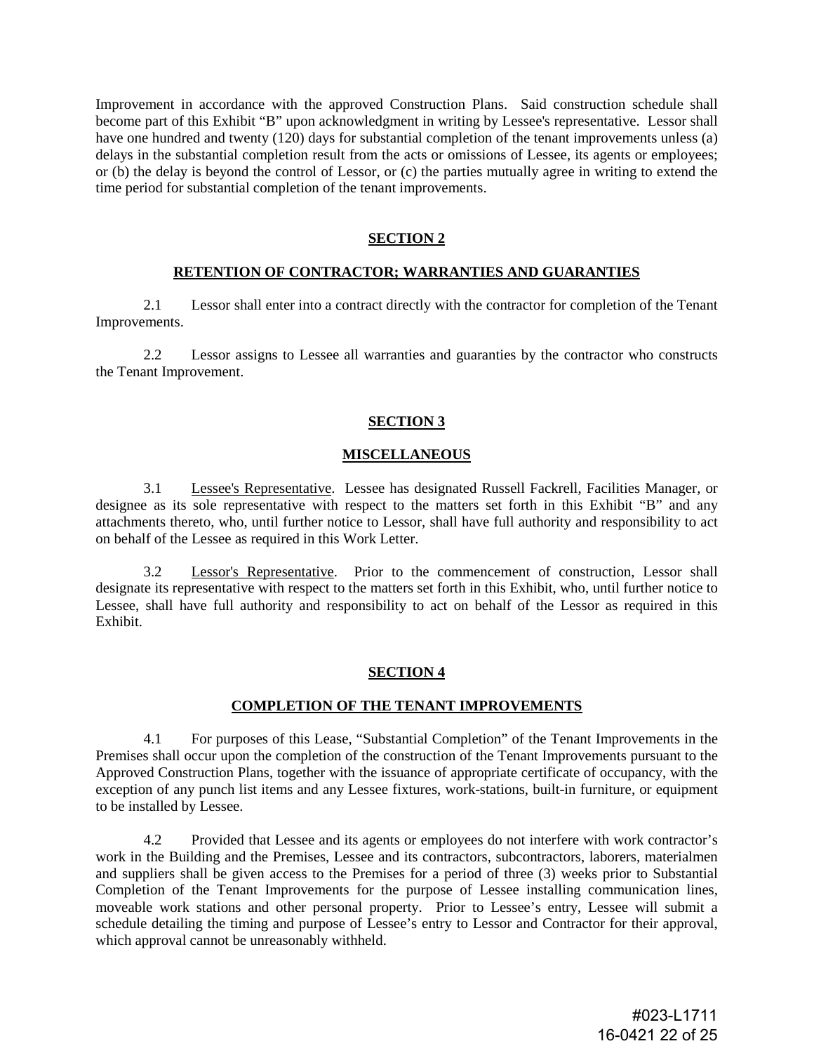Improvement in accordance with the approved Construction Plans. Said construction schedule shall become part of this Exhibit "B" upon acknowledgment in writing by Lessee's representative. Lessor shall have one hundred and twenty (120) days for substantial completion of the tenant improvements unless (a) delays in the substantial completion result from the acts or omissions of Lessee, its agents or employees; or (b) the delay is beyond the control of Lessor, or (c) the parties mutually agree in writing to extend the time period for substantial completion of the tenant improvements.

## SECTION 2

## RETENTION OF CONTRACTOR; WARRANTIES AND GUARANTIES

2.1 Lessor shall enter into a contract directly with the contractor for completion of the Tenant Improvements.

2.2 Lessor assigns to Lessee all warranties and guaranties by the contractor who constructs the Tenant Improvement.

## SECTION 3

## MISCELLANEOUS

3.1 Lessee's Representative. Lessee has designated Russell Fackrell, Facilities Manager, or designee as its sole representative with respect to the matters set forth in this Exhibit "B" and any attachments thereto, who, until further notice to Lessor, shall have full authority and responsibility to act on behalf of the Lessee as required in this Work Letter.

3.2 Lessor's Representative. Prior to the commencement of construction, Lessor shall designate its representative with respect to the matters set forth in this Exhibit, who, until further notice to Lessee, shall have full authority and responsibility to act on behalf of the Lessor as required in this Exhibit.

## SECTION 4

## COMPLETION OF THE TENANT IMPROVEMENTS

4.1 For purposes of this Lease, "Substantial Completion" of the Tenant Improvements in the Premises shall occur upon the completion of the construction of the Tenant Improvements pursuant to the Approved Construction Plans, together with the issuance of appropriate certificate of occupancy, with the exception of any punch list items and any Lessee fixtures, work-stations, built-in furniture, or equipment to be installed by Lessee.

4.2 Provided that Lessee and its agents or employees do not interfere with work contractor's work in the Building and the Premises, Lessee and its contractors, subcontractors, laborers, materialmen and suppliers shall be given access to the Premises for a period of three (3) weeks prior to Substantial Completion of the Tenant Improvements for the purpose of Lessee installing communication lines, moveable work stations and other personal property. Prior to Lessee's entry, Lessee will submit a schedule detailing the timing and purpose of Lessee's entry to Lessor and Contractor for their approval, which approval cannot be unreasonably withheld.

#023-L1711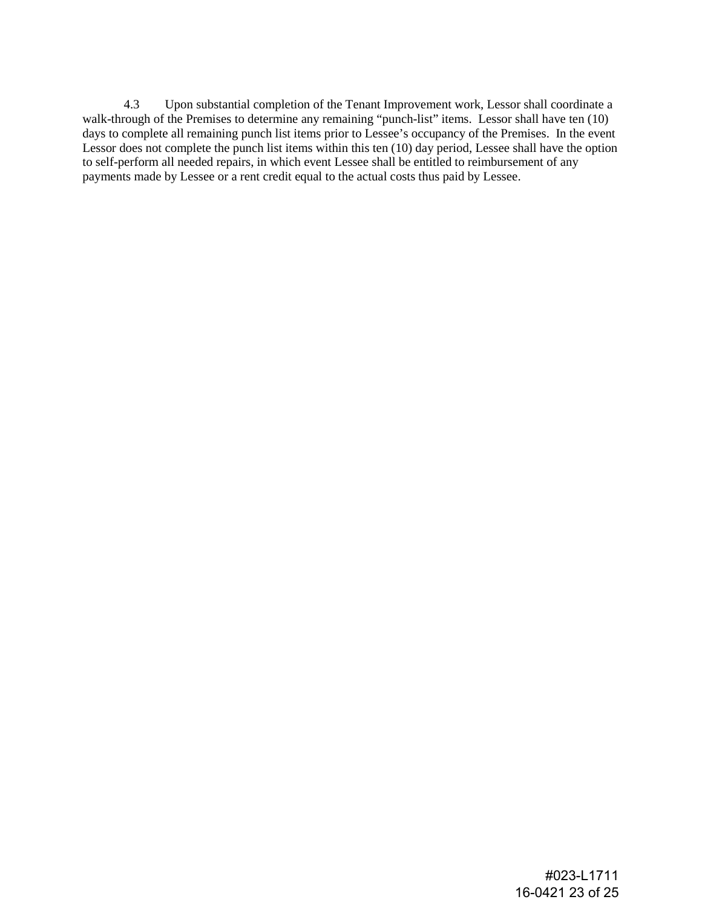4.3 Upon substantial completion of the Tenant Improvement work, Lessor shall coordinate a walk-through of the Premises to determine any remaining "punch-list" items. Lessor shall have ten (10) days to complete all remaining punch list items prior to Lessee's occupancy of the Premises. In the event Lessor does not complete the punch list items within this ten (10) day period, Lessee shall have the option to self-perform all needed repairs, in which event Lessee shall be entitled to reimbursement of any payments made by Lessee or a rent credit equal to the actual costs thus paid by Lessee.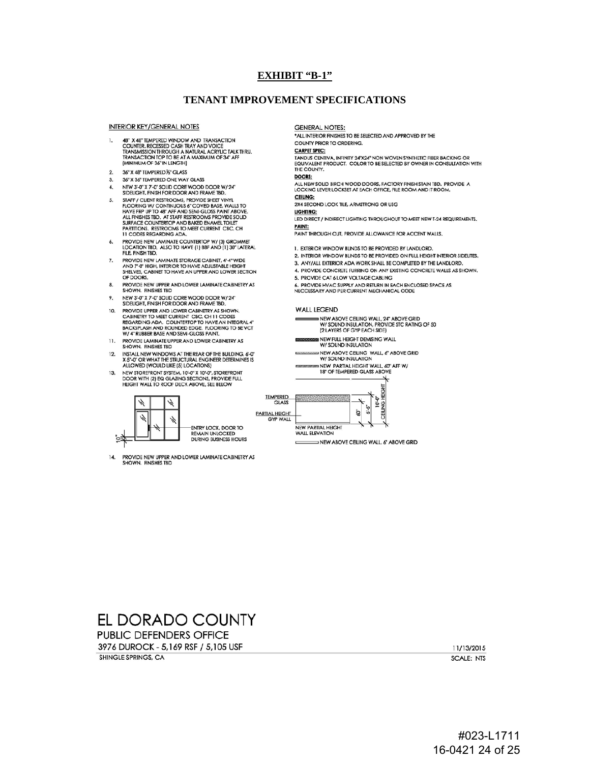**EXHIBIT "B-1"**

**TENANT IMPROVEMENT SPECIFICATIONS**

INTERIOR KEY/GENERAL NOTES

1. 48" X 48" TEMPERED WINDOW AND TRANSACTION COUNTER. RECESSED CASH TRAY AND VOICE TRANSMISSION THROUGH A NATURAL ACRYLIC TALK THRU. TRANSACTION TOP TO BE AT A MAXIMUM OF 34" AFF (MINIMUM OF 36" IN LENGTH)
2. 36" X 48" TEMPERED ½" GLASS
3. 36" X 36" TEMPERED ONE WAY GLASS
4. NEW 3'-0" X 7'-0" SOLID CORE WOOD DOOR W/ 24" SIDELIGHT. FINISH FOR DOOR AND FRAME TBD.
5. STAFF / CLIENT RESTROOMS, PROVIDE SHEET VINYL FLOORING W/ CONTINUOUS 6" COVED BASE, WALLS TO HAVE FRP UP TO 48" AFF AND SEMI-GLOSS PAINT ABOVE. ALL FINISHES TBD. AT STAFF RESTROOMS PROVIDE SOLID SURFACE COUNTERTOP AND BAKED ENAMEL TOILET PARTITIONS. RESTROOMS TO MEET CURRENT CBC. CH 11 CODES REGARDING ADA.
6. PROVIDE NEW LAMINATE COUNTERTOP W/ (3) GROMMET LOCATION TBD. ALSO TO HAVE (1) BBF AND (1) 30" LATERAL FILE. FINISH TBD.
7. PROVIDE NEW LAMINATE STORAGE CABINET, 4'-4" WIDE AND 7'-0" HIGH, INTERIOR TO HAVE ADJUSTABLE HEIGHT SHELVES, CABINET TO HAVE AN UPPER AND LOWER SECTION OF DOORS.
8. PROVIDE NEW UPPER AND LOWER LAMINATE CABINETRY AS SHOWN. FINISHES TBD
9. NEW 3'-0" X 7'-0" SOLID CORE WOOD DOOR W/ 24" SIDELIGHT, FINISH FOR DOOR AND FRAME TBD.
10. PROVIDE UPPER AND LOWER CABINETRY AS SHOWN. CABINETRY TO MEET CURRENT CBC. CH 11 CODES REGARDING ADA. COUNTERTOP TO HAVE AN INTEGRAL 4" BACKSPLASH AND ROUNDED EDGE. FLOORING TO BE VCT W/ 4" RUBBER BASE AND SEMI-GLOSS PAINT.
11. PROVIDE LAMINATE UPPER AND LOWER CABINETRY AS SHOWN. FINISHES TBD
12. INSTALL NEW WINDOWS AT THE REAR OF THE BUILDING. 6'-0" X 5'-0" OR WHAT THE STRUCTURAL ENGINEER DETERMINES IS ALLOWED (WOULD LIKE (5) LOCATIONS)
13. NEW STOREFRONT SYSTEM, 10'-0" X 10'-0", STOREFRONT DOOR WITH (2) EQ GLAZING SECTIONS, PROVIDE FULL HEIGHT WALL TO ROOF DECK ABOVE, SEE BELOW

ENTRY LOCK, DOOR TO REMAIN UNLOCKED DURING BUSINESS HOURS

10"

14. PROVIDE NEW UPPER AND LOWER LAMINATE CABINETRY AS SHOWN. FINISHES TBD

GENERAL NOTES:

*ALL INTERIOR FINISHES TO BE SELECTED AND APPROVED BY THE COUNTY PRIOR TO ORDERING.

CARPET SPEC:
TANDUS CENTIVA, INFINITY 24"X24" NON WOVEN SYNTHETIC FIBER BACKING OR EQUIVALENT PRODUCT. COLOR TO BE SELECTED BY OWNER IN CONSULTATION WITH THE COUNTY.

DOORS:
ALL NEW SOLID BIRCH WOOD DOORS, FACTORY FINISH STAIN TBD. PROVIDE A LOCKING LEVER LOCKSET AT EACH OFFICE, FILE ROOM AND IT ROOM.

CEILING:
2X4 SECOND LOOK TILE, ARMSTRONG OR USG

LIGHTING:
LED DIRECT / INDIRECT LIGHTING THROUGHOUT TO MEET NEW T-24 REQUIREMENTS.

PAINT:
PAINT THROUGH OUT, PROVIDE ALLOWANCE FOR ACCENT WALLS.

1. EXTERIOR WINDOW BLINDS TO BE PROVIDED BY LANDLORD.
2. INTERIOR WINDOW BLINDS TO BE PROVIDED ON FULL HEIGHT INTERIOR SIDELITES.
3. ANY/ALL EXTERIOR ADA WORK SHALL BE COMPLETED BY THE LANDLORD.
4. PROVIDE CONCRETE FURRING ON ANY EXISTING CONCRETE WALLS AS SHOWN.
5. PROVIDE CAT 6 LOW VOLTAGE CABLING
6. PROVIDE HVAC SUPPLY AND RETURN IN EACH ENCLOSED SPACE AS NECCESSARY AND PER CURRENT MECHANICAL CODE

WALL LEGEND

- NEW ABOVE CEILING WALL, 24" ABOVE GRID W/ SOUND INSULATION, PROVIDE STC RATING OF 50 (2 LAYERS OF GYP EACH SIDE)
- NEW FULL HEIGHT DEMISING WALL W/ SOUND INSULATION
- NEW ABOVE CEILING WALL, 6" ABOVE GRID W/ SOUND INSULATION
- NEW PARTIAL HEIGHT WALL, 60" AFF W/ 18" OF TEMPERED GLASS ABOVE

TEMPERED GLASS
PARTIAL HEIGHT GYP WALL
60" 6'-6" 10'-0" CEILING HEIGHT
NEW PARTIAL HEIGHT WALL ELEVATION

- NEW ABOVE CEILING WALL, 6" ABOVE GRID

EL DORADO COUNTY
PUBLIC DEFENDERS OFFICE
3976 DUROCK - 5,169 RSF / 5,105 USF
SHINGLE SPRINGS, CA

11/13/2015
SCALE: NTS

#023-L1711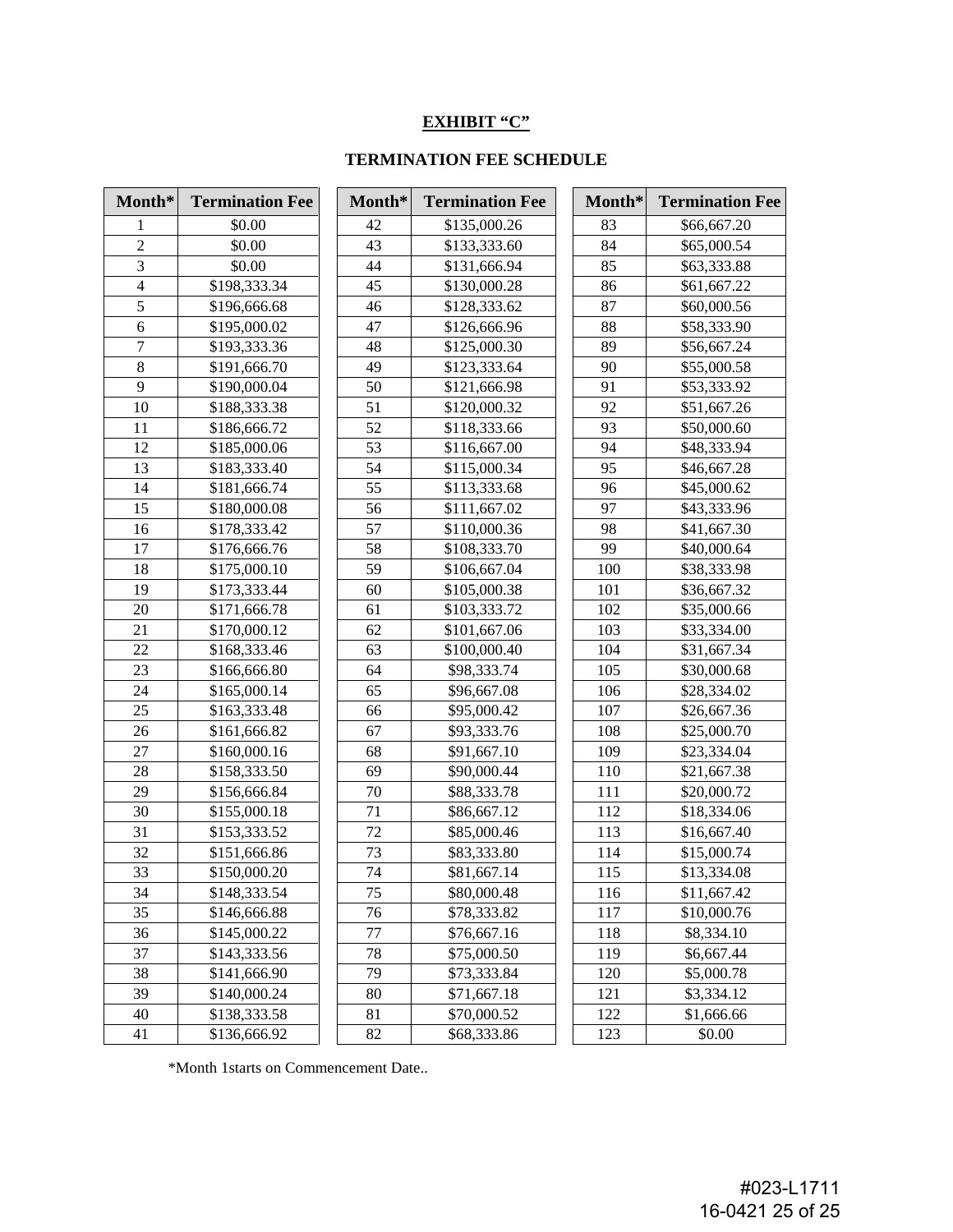**EXHIBIT "C"**

**TERMINATION FEE SCHEDULE**

| Month* | Termination Fee | Month* | Termination Fee | Month* | Termination Fee |
|---|---|---|---|---|---|
| 1 | $0.00 | 42 | $135,000.26 | 83 | $66,667.20 |
| 2 | $0.00 | 43 | $133,333.60 | 84 | $65,000.54 |
| 3 | $0.00 | 44 | $131,666.94 | 85 | $63,333.88 |
| 4 | $198,333.34 | 45 | $130,000.28 | 86 | $61,667.22 |
| 5 | $196,666.68 | 46 | $128,333.62 | 87 | $60,000.56 |
| 6 | $195,000.02 | 47 | $126,666.96 | 88 | $58,333.90 |
| 7 | $193,333.36 | 48 | $125,000.30 | 89 | $56,667.24 |
| 8 | $191,666.70 | 49 | $123,333.64 | 90 | $55,000.58 |
| 9 | $190,000.04 | 50 | $121,666.98 | 91 | $53,333.92 |
| 10 | $188,333.38 | 51 | $120,000.32 | 92 | $51,667.26 |
| 11 | $186,666.72 | 52 | $118,333.66 | 93 | $50,000.60 |
| 12 | $185,000.06 | 53 | $116,667.00 | 94 | $48,333.94 |
| 13 | $183,333.40 | 54 | $115,000.34 | 95 | $46,667.28 |
| 14 | $181,666.74 | 55 | $113,333.68 | 96 | $45,000.62 |
| 15 | $180,000.08 | 56 | $111,667.02 | 97 | $43,333.96 |
| 16 | $178,333.42 | 57 | $110,000.36 | 98 | $41,667.30 |
| 17 | $176,666.76 | 58 | $108,333.70 | 99 | $40,000.64 |
| 18 | $175,000.10 | 59 | $106,667.04 | 100 | $38,333.98 |
| 19 | $173,333.44 | 60 | $105,000.38 | 101 | $36,667.32 |
| 20 | $171,666.78 | 61 | $103,333.72 | 102 | $35,000.66 |
| 21 | $170,000.12 | 62 | $101,667.06 | 103 | $33,334.00 |
| 22 | $168,333.46 | 63 | $100,000.40 | 104 | $31,667.34 |
| 23 | $166,666.80 | 64 | $98,333.74 | 105 | $30,000.68 |
| 24 | $165,000.14 | 65 | $96,667.08 | 106 | $28,334.02 |
| 25 | $163,333.48 | 66 | $95,000.42 | 107 | $26,667.36 |
| 26 | $161,666.82 | 67 | $93,333.76 | 108 | $25,000.70 |
| 27 | $160,000.16 | 68 | $91,667.10 | 109 | $23,334.04 |
| 28 | $158,333.50 | 69 | $90,000.44 | 110 | $21,667.38 |
| 29 | $156,666.84 | 70 | $88,333.78 | 111 | $20,000.72 |
| 30 | $155,000.18 | 71 | $86,667.12 | 112 | $18,334.06 |
| 31 | $153,333.52 | 72 | $85,000.46 | 113 | $16,667.40 |
| 32 | $151,666.86 | 73 | $83,333.80 | 114 | $15,000.74 |
| 33 | $150,000.20 | 74 | $81,667.14 | 115 | $13,334.08 |
| 34 | $148,333.54 | 75 | $80,000.48 | 116 | $11,667.42 |
| 35 | $146,666.88 | 76 | $78,333.82 | 117 | $10,000.76 |
| 36 | $145,000.22 | 77 | $76,667.16 | 118 | $8,334.10 |
| 37 | $143,333.56 | 78 | $75,000.50 | 119 | $6,667.44 |
| 38 | $141,666.90 | 79 | $73,333.84 | 120 | $5,000.78 |
| 39 | $140,000.24 | 80 | $71,667.18 | 121 | $3,334.12 |
| 40 | $138,333.58 | 81 | $70,000.52 | 122 | $1,666.66 |
| 41 | $136,666.92 | 82 | $68,333.86 | 123 | $0.00 |

*Month 1starts on Commencement Date..

#023-L1711
16-0421